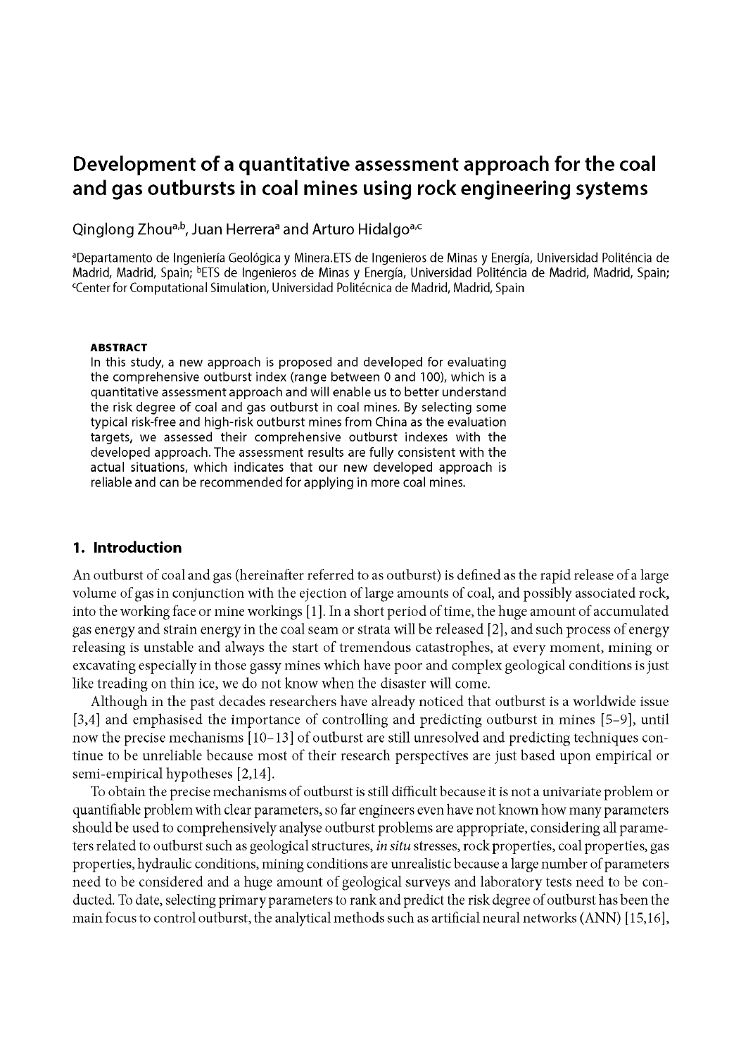# Development of a quantitative assessment approach for the coal and gas outbursts in coal mines using rock engineering systems

Qinglong Zhou[a,b], Juan Herrera[a] and Arturo Hidalgo[a,c]

[a]Departamento de Ingeniería Geológica y Minera.ETS de Ingenieros de Minas y Energía, Universidad Politéncia de Madrid, Madrid, Spain; [b]ETS de Ingenieros de Minas y Energía, Universidad Politéncia de Madrid, Madrid, Spain; [c]Center for Computational Simulation, Universidad Politécnica de Madrid, Madrid, Spain

#### ABSTRACT

In this study, a new approach is proposed and developed for evaluating the comprehensive outburst index (range between 0 and 100), which is a quantitative assessment approach and will enable us to better understand the risk degree of coal and gas outburst in coal mines. By selecting some typical risk-free and high-risk outburst mines from China as the evaluation targets, we assessed their comprehensive outburst indexes with the developed approach. The assessment results are fully consistent with the actual situations, which indicates that our new developed approach is reliable and can be recommended for applying in more coal mines.

## 1. Introduction

An outburst of coal and gas (hereinafter referred to as outburst) is defined as the rapid release of a large volume of gas in conjunction with the ejection of large amounts of coal, and possibly associated rock, into the working face or mine workings [1]. In a short period of time, the huge amount of accumulated gas energy and strain energy in the coal seam or strata will be released [2], and such process of energy releasing is unstable and always the start of tremendous catastrophes, at every moment, mining or excavating especially in those gassy mines which have poor and complex geological conditions is just like treading on thin ice, we do not know when the disaster will come.

Although in the past decades researchers have already noticed that outburst is a worldwide issue [3,4] and emphasised the importance of controlling and predicting outburst in mines [5–9], until now the precise mechanisms [10–13] of outburst are still unresolved and predicting techniques continue to be unreliable because most of their research perspectives are just based upon empirical or semi-empirical hypotheses [2,14].

To obtain the precise mechanisms of outburst is still difficult because it is not a univariate problem or quantifiable problem with clear parameters, so far engineers even have not known how many parameters should be used to comprehensively analyse outburst problems are appropriate, considering all parameters related to outburst such as geological structures, *in situ* stresses, rock properties, coal properties, gas properties, hydraulic conditions, mining conditions are unrealistic because a large number of parameters need to be considered and a huge amount of geological surveys and laboratory tests need to be conducted. To date, selecting primary parameters to rank and predict the risk degree of outburst has been the main focus to control outburst, the analytical methods such as artificial neural networks (ANN) [15,16],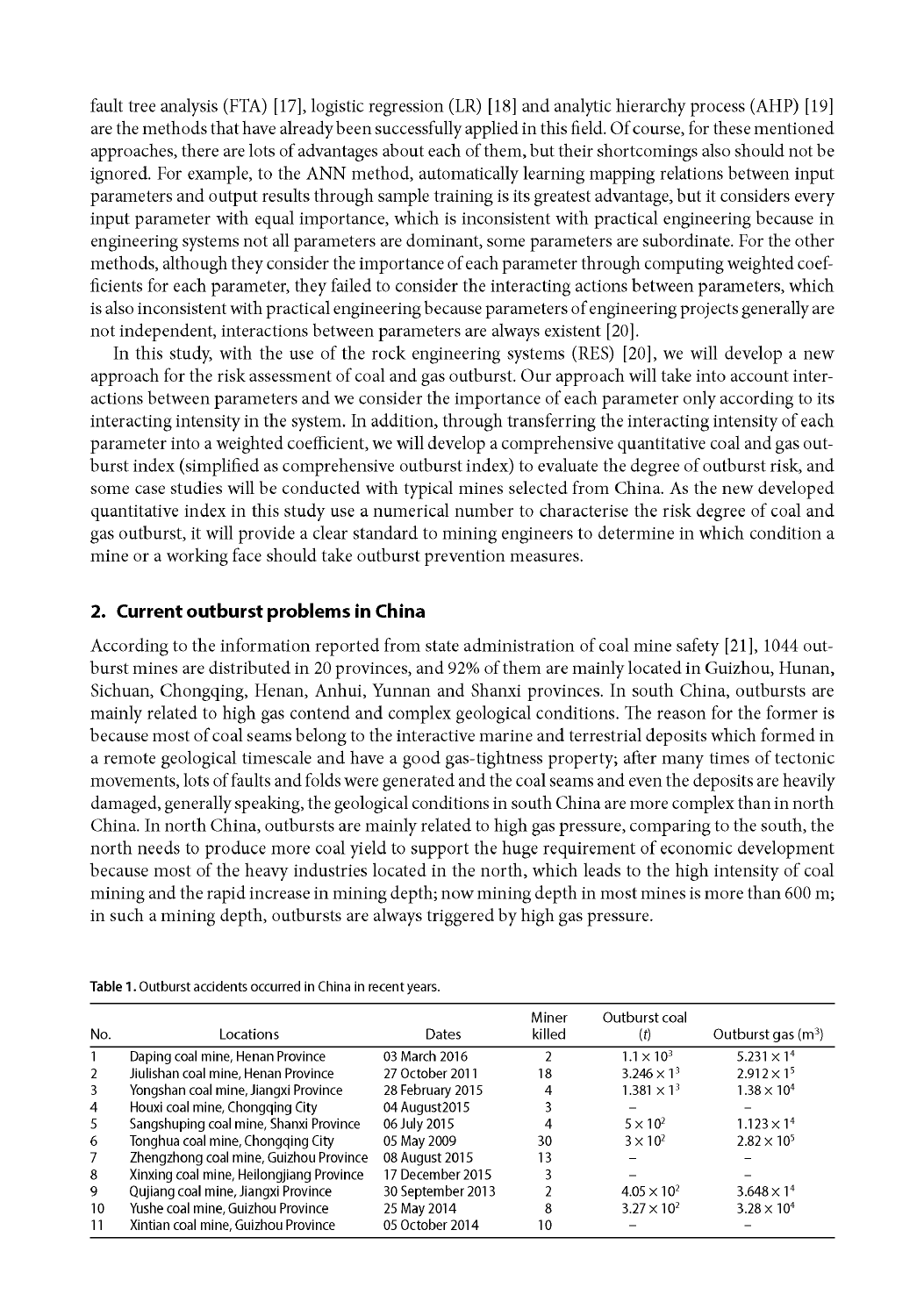fault tree analysis (FTA) [17], logistic regression (LR) [18] and analytic hierarchy process (AHP) [19] are the methods that have already been successfully applied in this field. Of course, for these mentioned approaches, there are lots of advantages about each of them, but their shortcomings also should not be ignored. For example, to the ANN method, automatically learning mapping relations between input parameters and output results through sample training is its greatest advantage, but it considers every input parameter with equal importance, which is inconsistent with practical engineering because in engineering systems not all parameters are dominant, some parameters are subordinate. For the other methods, although they consider the importance of each parameter through computing weighted coefficients for each parameter, they failed to consider the interacting actions between parameters, which is also inconsistent with practical engineering because parameters of engineering projects generally are not independent, interactions between parameters are always existent [20].

In this study, with the use of the rock engineering systems (RES) [20], we will develop a new approach for the risk assessment of coal and gas outburst. Our approach will take into account interactions between parameters and we consider the importance of each parameter only according to its interacting intensity in the system. In addition, through transferring the interacting intensity of each parameter into a weighted coefficient, we will develop a comprehensive quantitative coal and gas outburst index (simplified as comprehensive outburst index) to evaluate the degree of outburst risk, and some case studies will be conducted with typical mines selected from China. As the new developed quantitative index in this study use a numerical number to characterise the risk degree of coal and gas outburst, it will provide a clear standard to mining engineers to determine in which condition a mine or a working face should take outburst prevention measures.

## 2. Current outburst problems in China

According to the information reported from state administration of coal mine safety [21], 1044 outburst mines are distributed in 20 provinces, and 92% of them are mainly located in Guizhou, Hunan, Sichuan, Chongqing, Henan, Anhui, Yunnan and Shanxi provinces. In south China, outbursts are mainly related to high gas contend and complex geological conditions. The reason for the former is because most of coal seams belong to the interactive marine and terrestrial deposits which formed in a remote geological timescale and have a good gas-tightness property; after many times of tectonic movements, lots of faults and folds were generated and the coal seams and even the deposits are heavily damaged, generally speaking, the geological conditions in south China are more complex than in north China. In north China, outbursts are mainly related to high gas pressure, comparing to the south, the north needs to produce more coal yield to support the huge requirement of economic development because most of the heavy industries located in the north, which leads to the high intensity of coal mining and the rapid increase in mining depth; now mining depth in most mines is more than 600 m; in such a mining depth, outbursts are always triggered by high gas pressure.

**Table 1.** Outburst accidents occurred in China in recent years.

| No. | Locations | Dates | Miner killed | Outburst coal (*t*) | Outburst gas ($m^3$) |
|---|---|---|---|---|---|
| 1 | Daping coal mine, Henan Province | 03 March 2016 | 2 | $1.1 \times 10^3$ | $5.231 \times 1^4$ |
| 2 | Jiulishan coal mine, Henan Province | 27 October 2011 | 18 | $3.246 \times 1^3$ | $2.912 \times 1^5$ |
| 3 | Yongshan coal mine, Jiangxi Province | 28 February 2015 | 4 | $1.381 \times 1^3$ | $1.38 \times 10^4$ |
| 4 | Houxi coal mine, Chongqing City | 04 August2015 | 3 | – | – |
| 5 | Sangshuping coal mine, Shanxi Province | 06 July 2015 | 4 | $5 \times 10^2$ | $1.123 \times 1^4$ |
| 6 | Tonghua coal mine, Chongqing City | 05 May 2009 | 30 | $3 \times 10^2$ | $2.82 \times 10^5$ |
| 7 | Zhengzhong coal mine, Guizhou Province | 08 August 2015 | 13 | – | – |
| 8 | Xinxing coal mine, Heilongjiang Province | 17 December 2015 | 3 | – | – |
| 9 | Qujiang coal mine, Jiangxi Province | 30 September 2013 | 2 | $4.05 \times 10^2$ | $3.648 \times 1^4$ |
| 10 | Yushe coal mine, Guizhou Province | 25 May 2014 | 8 | $3.27 \times 10^2$ | $3.28 \times 10^4$ |
| 11 | Xintian coal mine, Guizhou Province | 05 October 2014 | 10 | – | – |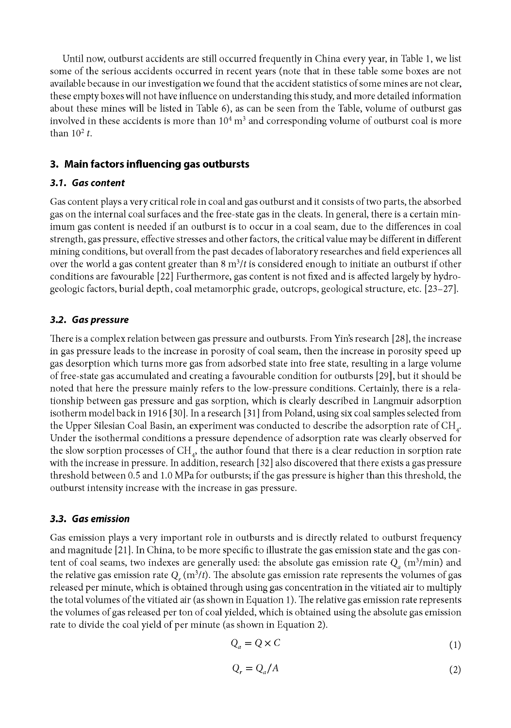Until now, outburst accidents are still occurred frequently in China every year, in Table 1, we list some of the serious accidents occurred in recent years (note that in these table some boxes are not available because in our investigation we found that the accident statistics of some mines are not clear, these empty boxes will not have influence on understanding this study, and more detailed information about these mines will be listed in Table 6), as can be seen from the Table, volume of outburst gas involved in these accidents is more than $10^4$ $m^3$ and corresponding volume of outburst coal is more than $10^2$ *t*.

## 3. Main factors influencing gas outbursts

### 3.1. Gas content

Gas content plays a very critical role in coal and gas outburst and it consists of two parts, the absorbed gas on the internal coal surfaces and the free-state gas in the cleats. In general, there is a certain minimum gas content is needed if an outburst is to occur in a coal seam, due to the differences in coal strength, gas pressure, effective stresses and other factors, the critical value may be different in different mining conditions, but overall from the past decades of laboratory researches and field experiences all over the world a gas content greater than 8 $m^3/t$ is considered enough to initiate an outburst if other conditions are favourable [22] Furthermore, gas content is not fixed and is affected largely by hydrogeologic factors, burial depth, coal metamorphic grade, outcrops, geological structure, etc. [23–27].

### 3.2. Gas pressure

There is a complex relation between gas pressure and outbursts. From Yin's research [28], the increase in gas pressure leads to the increase in porosity of coal seam, then the increase in porosity speed up gas desorption which turns more gas from adsorbed state into free state, resulting in a large volume of free-state gas accumulated and creating a favourable condition for outbursts [29], but it should be noted that here the pressure mainly refers to the low-pressure conditions. Certainly, there is a relationship between gas pressure and gas sorption, which is clearly described in Langmuir adsorption isotherm model back in 1916 [30]. In a research [31] from Poland, using six coal samples selected from the Upper Silesian Coal Basin, an experiment was conducted to describe the adsorption rate of $CH_4$. Under the isothermal conditions a pressure dependence of adsorption rate was clearly observed for the slow sorption processes of $CH_4$, the author found that there is a clear reduction in sorption rate with the increase in pressure. In addition, research [32] also discovered that there exists a gas pressure threshold between 0.5 and 1.0 MPa for outbursts; if the gas pressure is higher than this threshold, the outburst intensity increase with the increase in gas pressure.

### 3.3. Gas emission

Gas emission plays a very important role in outbursts and is directly related to outburst frequency and magnitude [21]. In China, to be more specific to illustrate the gas emission state and the gas content of coal seams, two indexes are generally used: the absolute gas emission rate $Q_a$ ($m^3$/min) and the relative gas emission rate $Q_r$ ($m^3/t$). The absolute gas emission rate represents the volumes of gas released per minute, which is obtained through using gas concentration in the vitiated air to multiply the total volumes of the vitiated air (as shown in Equation 1). The relative gas emission rate represents the volumes of gas released per ton of coal yielded, which is obtained using the absolute gas emission rate to divide the coal yield of per minute (as shown in Equation 2).

$$Q_a = Q \times C \tag{1}$$

$$Q_r = Q_a / A \tag{2}$$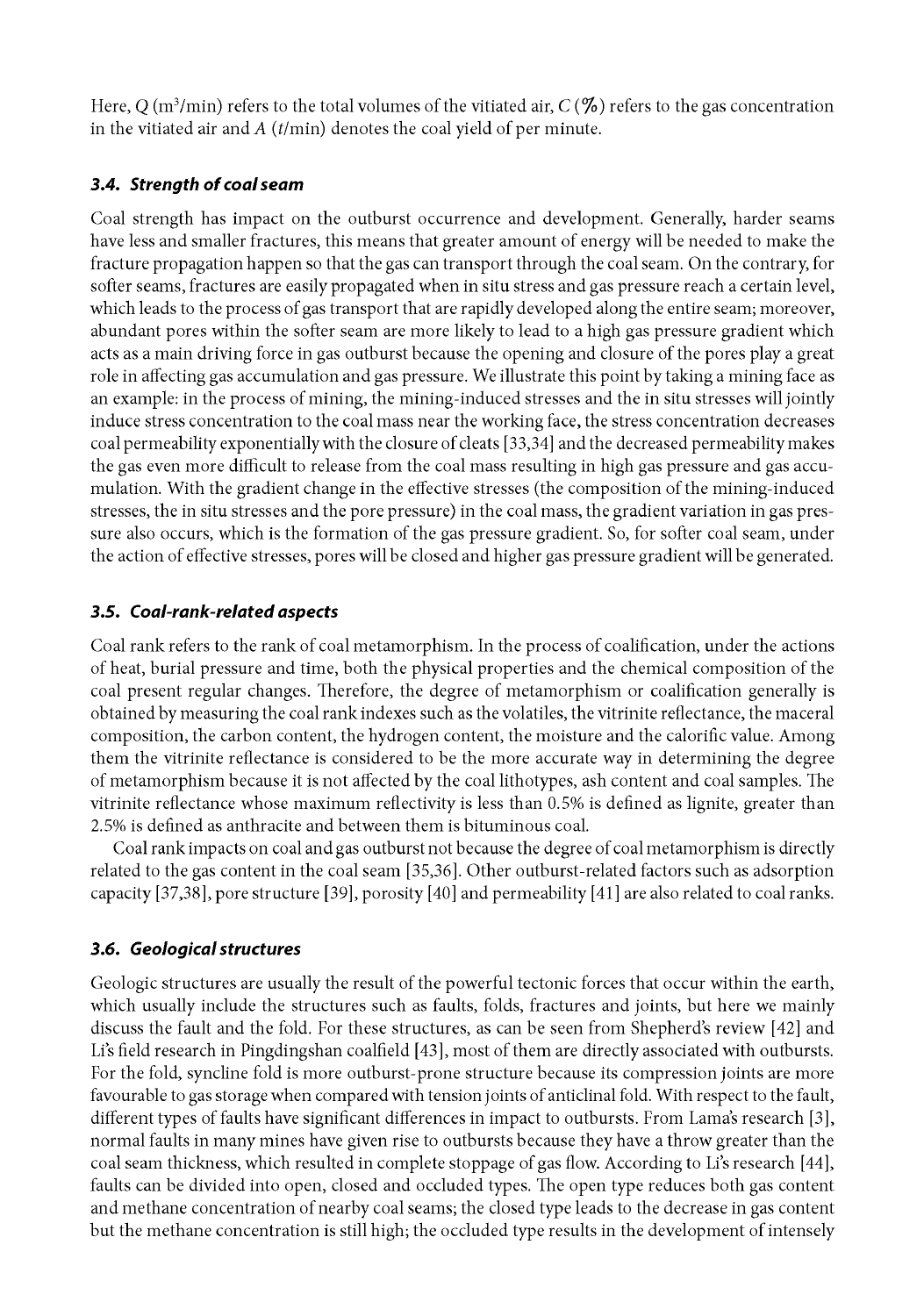Here, $Q$ ($m^3$/min) refers to the total volumes of the vitiated air, $C$ (%) refers to the gas concentration in the vitiated air and $A$ ($t$/min) denotes the coal yield of per minute.

### 3.4. Strength of coal seam

Coal strength has impact on the outburst occurrence and development. Generally, harder seams have less and smaller fractures, this means that greater amount of energy will be needed to make the fracture propagation happen so that the gas can transport through the coal seam. On the contrary, for softer seams, fractures are easily propagated when in situ stress and gas pressure reach a certain level, which leads to the process of gas transport that are rapidly developed along the entire seam; moreover, abundant pores within the softer seam are more likely to lead to a high gas pressure gradient which acts as a main driving force in gas outburst because the opening and closure of the pores play a great role in affecting gas accumulation and gas pressure. We illustrate this point by taking a mining face as an example: in the process of mining, the mining-induced stresses and the in situ stresses will jointly induce stress concentration to the coal mass near the working face, the stress concentration decreases coal permeability exponentially with the closure of cleats [33,34] and the decreased permeability makes the gas even more difficult to release from the coal mass resulting in high gas pressure and gas accumulation. With the gradient change in the effective stresses (the composition of the mining-induced stresses, the in situ stresses and the pore pressure) in the coal mass, the gradient variation in gas pressure also occurs, which is the formation of the gas pressure gradient. So, for softer coal seam, under the action of effective stresses, pores will be closed and higher gas pressure gradient will be generated.

### 3.5. Coal-rank-related aspects

Coal rank refers to the rank of coal metamorphism. In the process of coalification, under the actions of heat, burial pressure and time, both the physical properties and the chemical composition of the coal present regular changes. Therefore, the degree of metamorphism or coalification generally is obtained by measuring the coal rank indexes such as the volatiles, the vitrinite reflectance, the maceral composition, the carbon content, the hydrogen content, the moisture and the calorific value. Among them the vitrinite reflectance is considered to be the more accurate way in determining the degree of metamorphism because it is not affected by the coal lithotypes, ash content and coal samples. The vitrinite reflectance whose maximum reflectivity is less than 0.5% is defined as lignite, greater than 2.5% is defined as anthracite and between them is bituminous coal.

Coal rank impacts on coal and gas outburst not because the degree of coal metamorphism is directly related to the gas content in the coal seam [35,36]. Other outburst-related factors such as adsorption capacity [37,38], pore structure [39], porosity [40] and permeability [41] are also related to coal ranks.

### 3.6. Geological structures

Geologic structures are usually the result of the powerful tectonic forces that occur within the earth, which usually include the structures such as faults, folds, fractures and joints, but here we mainly discuss the fault and the fold. For these structures, as can be seen from Shepherd's review [42] and Li's field research in Pingdingshan coalfield [43], most of them are directly associated with outbursts. For the fold, syncline fold is more outburst-prone structure because its compression joints are more favourable to gas storage when compared with tension joints of anticlinal fold. With respect to the fault, different types of faults have significant differences in impact to outbursts. From Lama's research [3], normal faults in many mines have given rise to outbursts because they have a throw greater than the coal seam thickness, which resulted in complete stoppage of gas flow. According to Li's research [44], faults can be divided into open, closed and occluded types. The open type reduces both gas content and methane concentration of nearby coal seams; the closed type leads to the decrease in gas content but the methane concentration is still high; the occluded type results in the development of intensely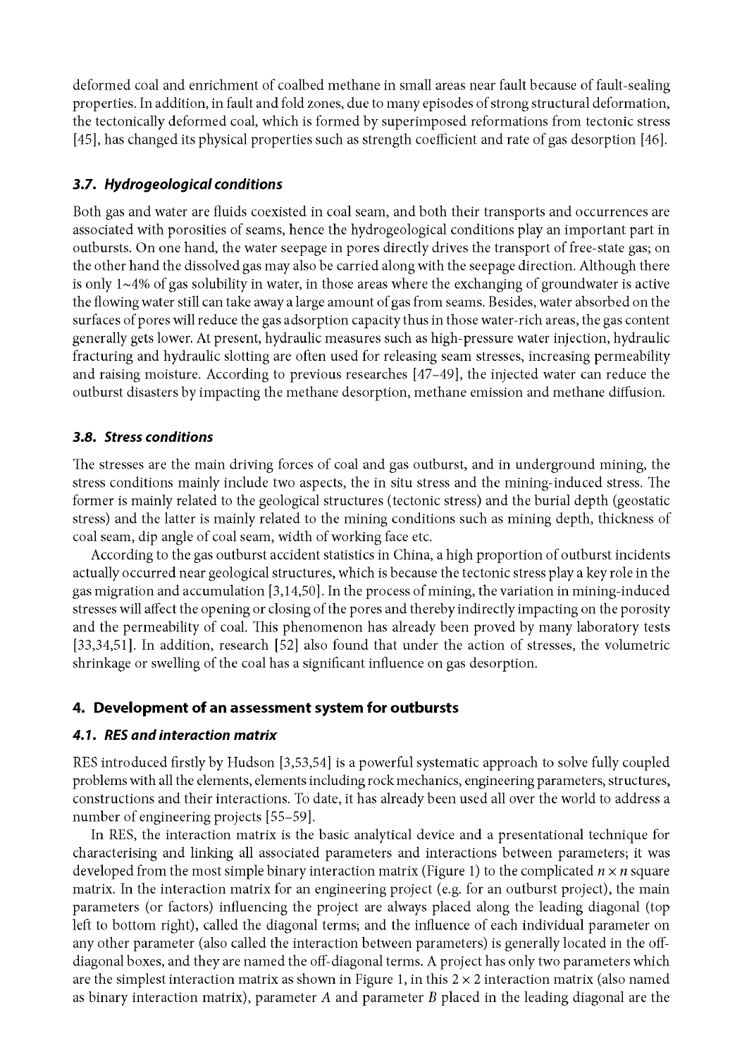deformed coal and enrichment of coalbed methane in small areas near fault because of fault-sealing properties. In addition, in fault and fold zones, due to many episodes of strong structural deformation, the tectonically deformed coal, which is formed by superimposed reformations from tectonic stress [45], has changed its physical properties such as strength coefficient and rate of gas desorption [46].

### 3.7. Hydrogeological conditions

Both gas and water are fluids coexisted in coal seam, and both their transports and occurrences are associated with porosities of seams, hence the hydrogeological conditions play an important part in outbursts. On one hand, the water seepage in pores directly drives the transport of free-state gas; on the other hand the dissolved gas may also be carried along with the seepage direction. Although there is only 1~4% of gas solubility in water, in those areas where the exchanging of groundwater is active the flowing water still can take away a large amount of gas from seams. Besides, water absorbed on the surfaces of pores will reduce the gas adsorption capacity thus in those water-rich areas, the gas content generally gets lower. At present, hydraulic measures such as high-pressure water injection, hydraulic fracturing and hydraulic slotting are often used for releasing seam stresses, increasing permeability and raising moisture. According to previous researches [47–49], the injected water can reduce the outburst disasters by impacting the methane desorption, methane emission and methane diffusion.

### 3.8. Stress conditions

The stresses are the main driving forces of coal and gas outburst, and in underground mining, the stress conditions mainly include two aspects, the in situ stress and the mining-induced stress. The former is mainly related to the geological structures (tectonic stress) and the burial depth (geostatic stress) and the latter is mainly related to the mining conditions such as mining depth, thickness of coal seam, dip angle of coal seam, width of working face etc.

According to the gas outburst accident statistics in China, a high proportion of outburst incidents actually occurred near geological structures, which is because the tectonic stress play a key role in the gas migration and accumulation [3,14,50]. In the process of mining, the variation in mining-induced stresses will affect the opening or closing of the pores and thereby indirectly impacting on the porosity and the permeability of coal. This phenomenon has already been proved by many laboratory tests [33,34,51]. In addition, research [52] also found that under the action of stresses, the volumetric shrinkage or swelling of the coal has a significant influence on gas desorption.

## 4. Development of an assessment system for outbursts

### 4.1. RES and interaction matrix

RES introduced firstly by Hudson [3,53,54] is a powerful systematic approach to solve fully coupled problems with all the elements, elements including rock mechanics, engineering parameters, structures, constructions and their interactions. To date, it has already been used all over the world to address a number of engineering projects [55–59].

In RES, the interaction matrix is the basic analytical device and a presentational technique for characterising and linking all associated parameters and interactions between parameters; it was developed from the most simple binary interaction matrix (Figure 1) to the complicated $n \times n$ square matrix. In the interaction matrix for an engineering project (e.g. for an outburst project), the main parameters (or factors) influencing the project are always placed along the leading diagonal (top left to bottom right), called the diagonal terms; and the influence of each individual parameter on any other parameter (also called the interaction between parameters) is generally located in the off-diagonal boxes, and they are named the off-diagonal terms. A project has only two parameters which are the simplest interaction matrix as shown in Figure 1, in this $2 \times 2$ interaction matrix (also named as binary interaction matrix), parameter $A$ and parameter $B$ placed in the leading diagonal are the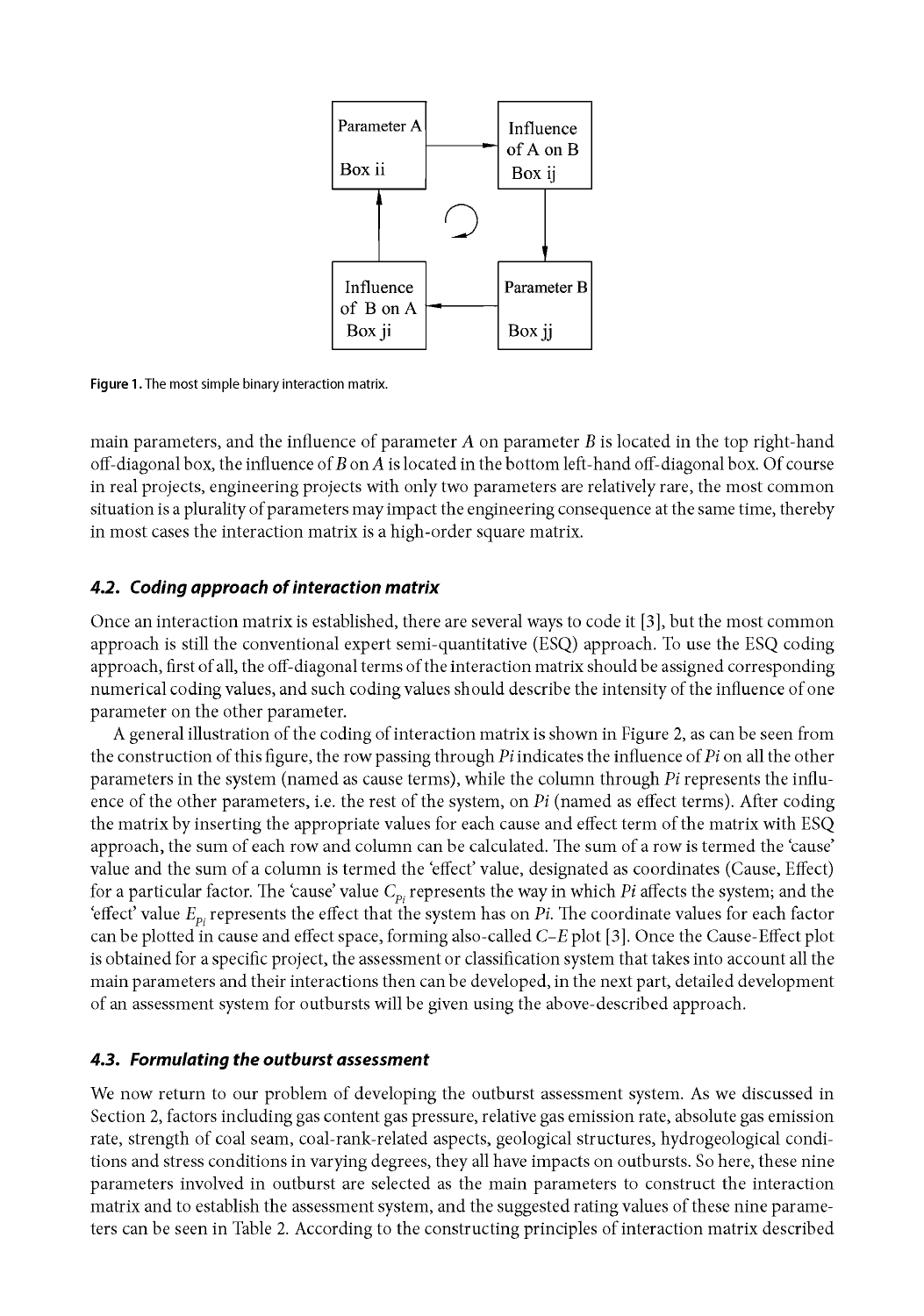Figure 1. The most simple binary interaction matrix.

main parameters, and the influence of parameter $A$ on parameter $B$ is located in the top right-hand off-diagonal box, the influence of $B$ on $A$ is located in the bottom left-hand off-diagonal box. Of course in real projects, engineering projects with only two parameters are relatively rare, the most common situation is a plurality of parameters may impact the engineering consequence at the same time, thereby in most cases the interaction matrix is a high-order square matrix.

### 4.2. Coding approach of interaction matrix

Once an interaction matrix is established, there are several ways to code it [3], but the most common approach is still the conventional expert semi-quantitative (ESQ) approach. To use the ESQ coding approach, first of all, the off-diagonal terms of the interaction matrix should be assigned corresponding numerical coding values, and such coding values should describe the intensity of the influence of one parameter on the other parameter.

A general illustration of the coding of interaction matrix is shown in Figure 2, as can be seen from the construction of this figure, the row passing through $Pi$ indicates the influence of $Pi$ on all the other parameters in the system (named as cause terms), while the column through $Pi$ represents the influence of the other parameters, i.e. the rest of the system, on $Pi$ (named as effect terms). After coding the matrix by inserting the appropriate values for each cause and effect term of the matrix with ESQ approach, the sum of each row and column can be calculated. The sum of a row is termed the 'cause' value and the sum of a column is termed the 'effect' value, designated as coordinates (Cause, Effect) for a particular factor. The 'cause' value $C_{Pi}$ represents the way in which $Pi$ affects the system; and the 'effect' value $E_{Pi}$ represents the effect that the system has on $Pi$. The coordinate values for each factor can be plotted in cause and effect space, forming also-called $C$–$E$ plot [3]. Once the Cause-Effect plot is obtained for a specific project, the assessment or classification system that takes into account all the main parameters and their interactions then can be developed, in the next part, detailed development of an assessment system for outbursts will be given using the above-described approach.

### 4.3. Formulating the outburst assessment

We now return to our problem of developing the outburst assessment system. As we discussed in Section 2, factors including gas content gas pressure, relative gas emission rate, absolute gas emission rate, strength of coal seam, coal-rank-related aspects, geological structures, hydrogeological conditions and stress conditions in varying degrees, they all have impacts on outbursts. So here, these nine parameters involved in outburst are selected as the main parameters to construct the interaction matrix and to establish the assessment system, and the suggested rating values of these nine parameters can be seen in Table 2. According to the constructing principles of interaction matrix described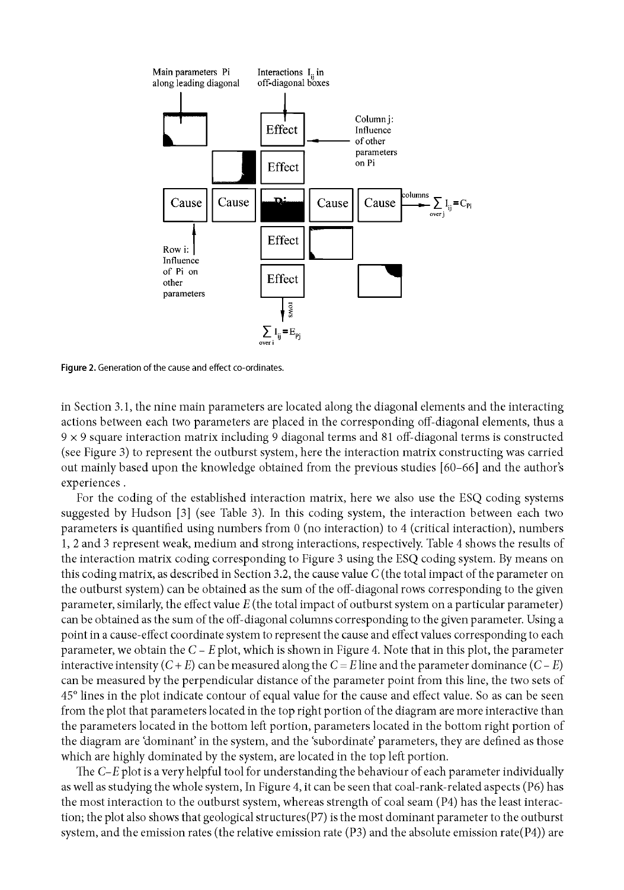Figure 2. Generation of the cause and effect co-ordinates.

in Section 3.1, the nine main parameters are located along the diagonal elements and the interacting actions between each two parameters are placed in the corresponding off-diagonal elements, thus a 9 × 9 square interaction matrix including 9 diagonal terms and 81 off-diagonal terms is constructed (see Figure 3) to represent the outburst system, here the interaction matrix constructing was carried out mainly based upon the knowledge obtained from the previous studies [60–66] and the author's experiences .

For the coding of the established interaction matrix, here we also use the ESQ coding systems suggested by Hudson [3] (see Table 3). In this coding system, the interaction between each two parameters is quantified using numbers from 0 (no interaction) to 4 (critical interaction), numbers 1, 2 and 3 represent weak, medium and strong interactions, respectively. Table 4 shows the results of the interaction matrix coding corresponding to Figure 3 using the ESQ coding system. By means on this coding matrix, as described in Section 3.2, the cause value $C$ (the total impact of the parameter on the outburst system) can be obtained as the sum of the off-diagonal rows corresponding to the given parameter, similarly, the effect value $E$ (the total impact of outburst system on a particular parameter) can be obtained as the sum of the off-diagonal columns corresponding to the given parameter. Using a point in a cause-effect coordinate system to represent the cause and effect values corresponding to each parameter, we obtain the $C - E$ plot, which is shown in Figure 4. Note that in this plot, the parameter interactive intensity ($C + E$) can be measured along the $C = E$ line and the parameter dominance ($C - E$) can be measured by the perpendicular distance of the parameter point from this line, the two sets of 45° lines in the plot indicate contour of equal value for the cause and effect value. So as can be seen from the plot that parameters located in the top right portion of the diagram are more interactive than the parameters located in the bottom left portion, parameters located in the bottom right portion of the diagram are 'dominant' in the system, and the 'subordinate' parameters, they are defined as those which are highly dominated by the system, are located in the top left portion.

The $C$–$E$ plot is a very helpful tool for understanding the behaviour of each parameter individually as well as studying the whole system, In Figure 4, it can be seen that coal-rank-related aspects (P6) has the most interaction to the outburst system, whereas strength of coal seam (P4) has the least interaction; the plot also shows that geological structures(P7) is the most dominant parameter to the outburst system, and the emission rates (the relative emission rate (P3) and the absolute emission rate(P4)) are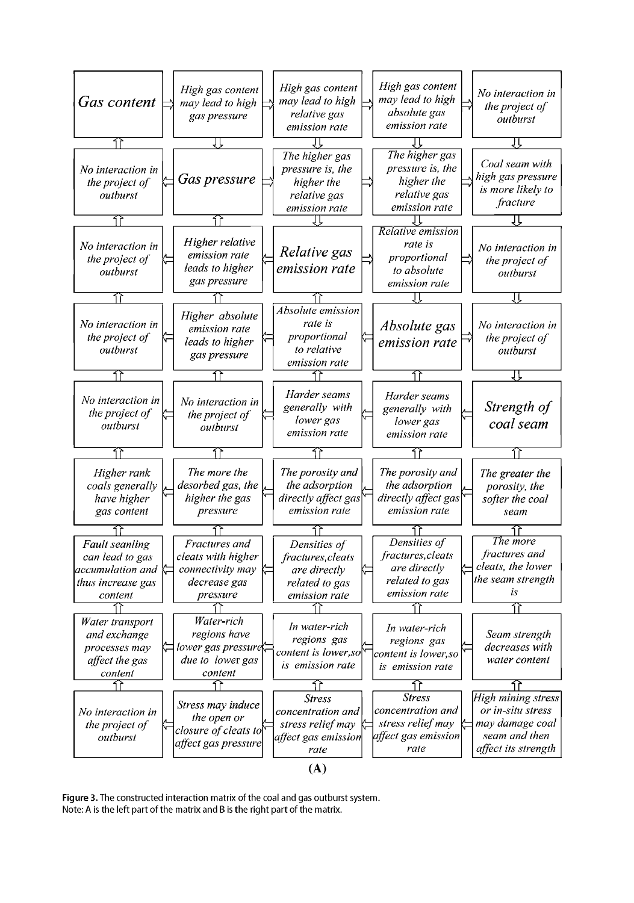| Gas content | High gas content may lead to high gas pressure | High gas content may lead to high relative gas emission rate | High gas content may lead to high absolute gas emission rate | No interaction in the project of outburst |
|---|---|---|---|---|
| No interaction in the project of outburst | Gas pressure | The higher gas pressure is, the higher the relative gas emission rate | The higher gas pressure is, the higher the relative gas emission rate | Coal seam with high gas pressure is more likely to fracture |
| No interaction in the project of outburst | Higher relative emission rate leads to higher gas pressure | Relative gas emission rate | Relative emission rate is proportional to absolute emission rate | No interaction in the project of outburst |
| No interaction in the project of outburst | Higher absolute emission rate leads to higher gas pressure | Absolute emission rate is proportional to relative emission rate | Absolute gas emission rate | No interaction in the project of outburst |
| No interaction in the project of outburst | No interaction in the project of outburst | Harder seams generally with lower gas emission rate | Harder seams generally with lower gas emission rate | Strength of coal seam |
| Higher rank coals generally have higher gas content | The more the desorbed gas, the higher the gas pressure | The porosity and the adsorption directly affect gas emission rate | The porosity and the adsorption directly affect gas emission rate | The greater the porosity, the softer the coal seam |
| Fault seanling can lead to gas accumulation and thus increase gas content | Fractures and cleats with higher connectivity may decrease gas pressure | Densities of fractures,cleats are directly related to gas emission rate | Densities of fractures,cleats are directly related to gas emission rate | The more fractures and cleats, the lower the seam strength is |
| Water transport and exchange processes may affect the gas content | Water-rich regions have lower gas pressure due to lower gas content | In water-rich regions gas content is lower,so is emission rate | In water-rich regions gas content is lower,so is emission rate | Seam strength decreases with water content |
| No interaction in the project of outburst | Stress may induce the open or closure of cleats to affect gas pressure | Stress concentration and stress relief may affect gas emission rate | Stress concentration and stress relief may affect gas emission rate | High mining stress or in-situ stress may damage coal seam and then affect its strength |

(A)

**Figure 3.** The constructed interaction matrix of the coal and gas outburst system.
Note: A is the left part of the matrix and B is the right part of the matrix.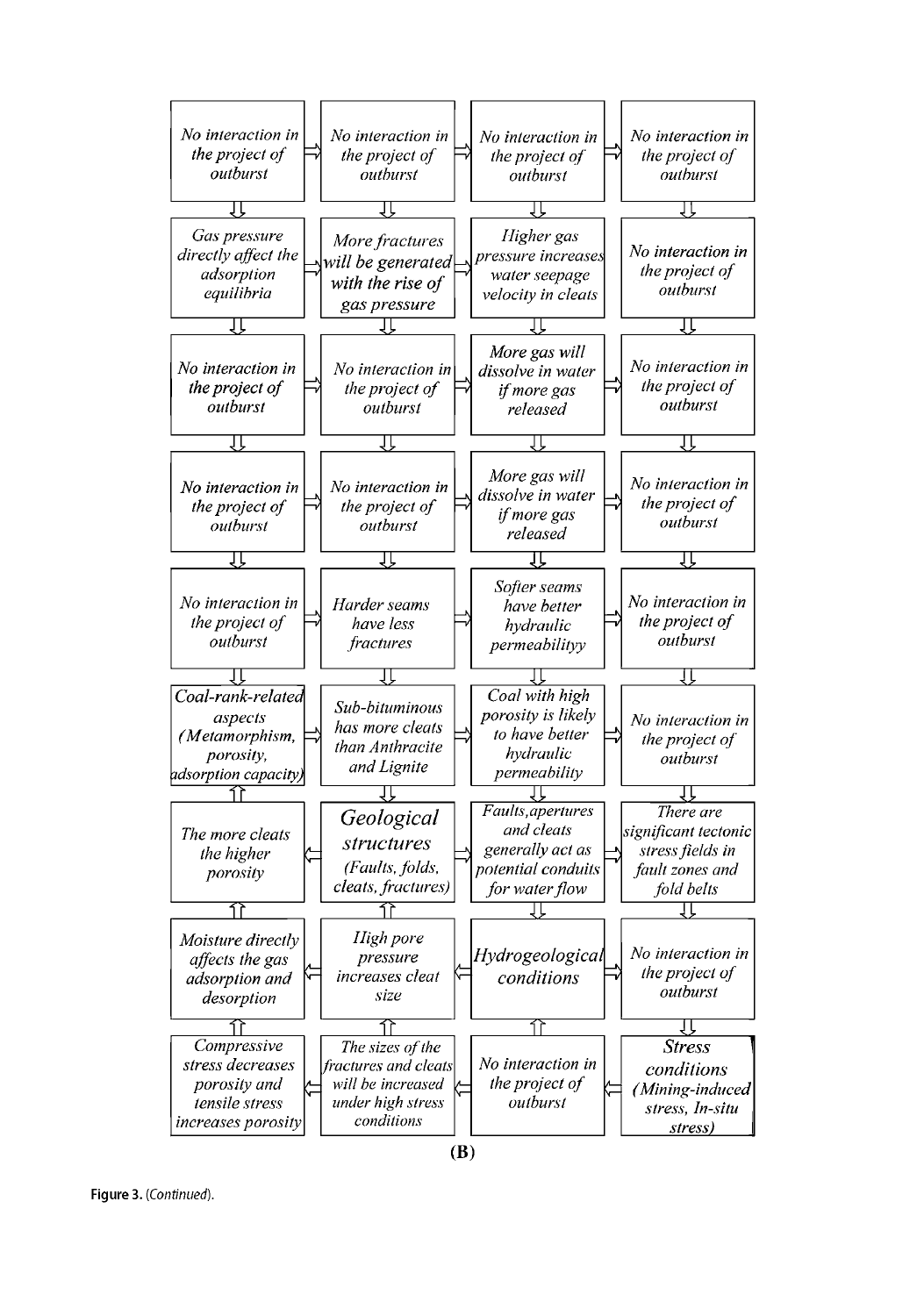| | | | |
|---|---|---|---|
| No interaction in the project of outburst ⇒ | No interaction in the project of outburst ⇒ | No interaction in the project of outburst ⇒ | No interaction in the project of outburst |
| ⇓ | ⇓ | ⇓ | ⇓ |
| Gas pressure directly affect the adsorption equilibria ⇒ | More fractures will be generated with the rise of gas pressure ⇒ | Higher gas pressure increases water seepage velocity in cleats ⇒ | No interaction in the project of outburst |
| ⇓ | ⇓ | ⇓ | ⇓ |
| No interaction in the project of outburst ⇒ | No interaction in the project of outburst ⇒ | More gas will dissolve in water if more gas released ⇒ | No interaction in the project of outburst |
| ⇓ | ⇓ | ⇓ | ⇓ |
| No interaction in the project of outburst ⇒ | No interaction in the project of outburst ⇒ | More gas will dissolve in water if more gas released ⇒ | No interaction in the project of outburst |
| ⇓ | ⇓ | ⇓ | ⇓ |
| No interaction in the project of outburst ⇒ | Harder seams have less fractures ⇒ | Softer seams have better hydraulic permeabilityy ⇒ | No interaction in the project of outburst |
| ⇓ | ⇓ | ⇓ | ⇓ |
| Coal-rank-related aspects (Metamorphism, porosity, adsorption capacity) ⇒ | Sub-bituminous has more cleats than Anthracite and Lignite ⇒ | Coal with high porosity is likely to have better hydraulic permeability ⇒ | No interaction in the project of outburst |
| ⇑ | ⇓ | ⇓ | ⇓ |
| The more cleats the higher porosity | ⇐ **Geological structures** (Faults, folds, cleats, fractures) ⇒ | Faults, apertures and cleats generally act as potential conduits for water flow ⇒ | There are significant tectonic stress fields in fault zones and fold belts |
| ⇑ | ⇑ | ⇓ | ⇓ |
| Moisture directly affects the gas adsorption and desorption | ⇐ High pore pressure increases cleat size | ⇐ **Hydrogeological conditions** ⇒ | No interaction in the project of outburst |
| ⇑ | ⇑ | ⇑ | ⇓ |
| Compressive stress decreases porosity and tensile stress increases porosity | ⇐ The sizes of the fractures and cleats will be increased under high stress conditions | ⇐ No interaction in the project of outburst | ⇐ **Stress conditions** (Mining-induced stress, In-situ stress) |

**(B)**

**Figure 3.** (*Continued*).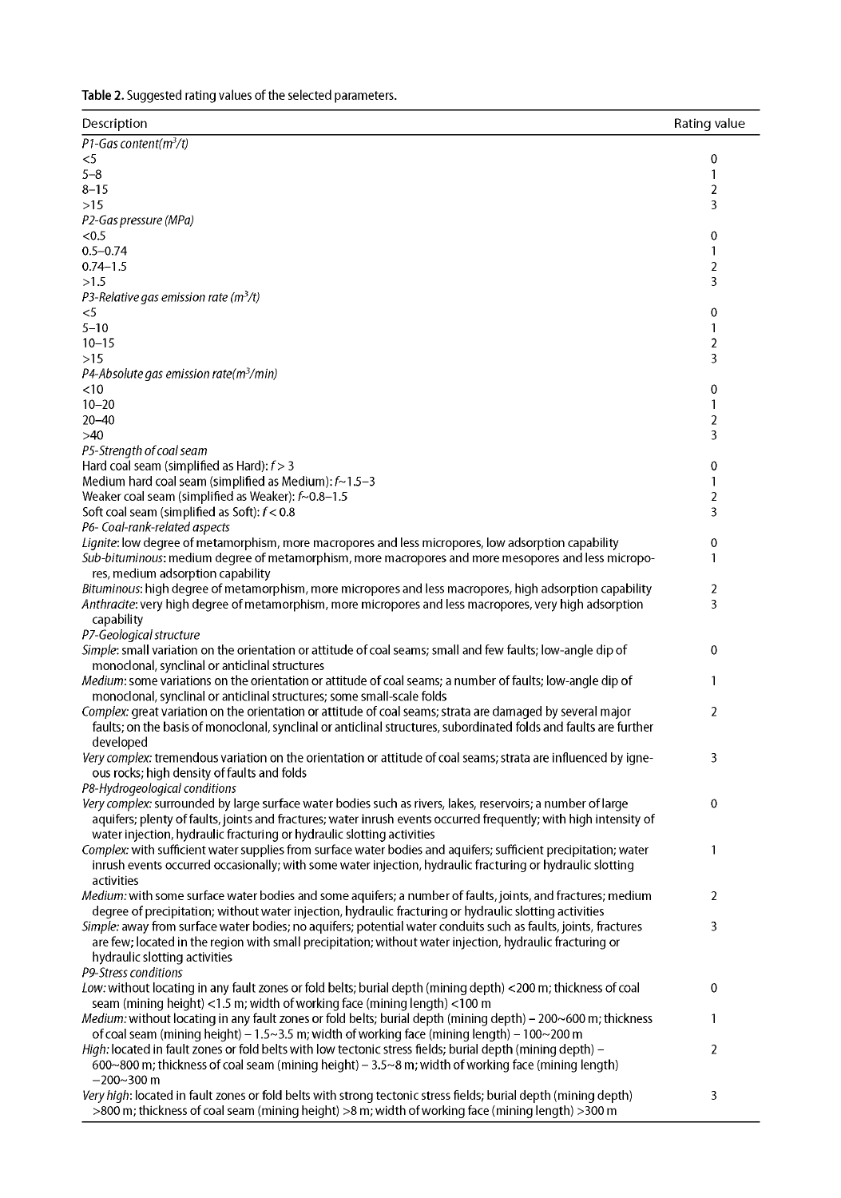**Table 2.** Suggested rating values of the selected parameters.

| Description | Rating value |
|---|---|
| *P1-Gas content(m$^3$/t)* | |
| <5 | 0 |
| 5–8 | 1 |
| 8–15 | 2 |
| >15 | 3 |
| *P2-Gas pressure (MPa)* | |
| <0.5 | 0 |
| 0.5–0.74 | 1 |
| 0.74–1.5 | 2 |
| >1.5 | 3 |
| *P3-Relative gas emission rate (m$^3$/t)* | |
| <5 | 0 |
| 5–10 | 1 |
| 10–15 | 2 |
| >15 | 3 |
| *P4-Absolute gas emission rate(m$^3$/min)* | |
| <10 | 0 |
| 10–20 | 1 |
| 20–40 | 2 |
| >40 | 3 |
| *P5-Strength of coal seam* | |
| Hard coal seam (simplified as Hard): $f > 3$ | 0 |
| Medium hard coal seam (simplified as Medium): $f$~1.5–3 | 1 |
| Weaker coal seam (simplified as Weaker): $f$~0.8–1.5 | 2 |
| Soft coal seam (simplified as Soft): $f < 0.8$ | 3 |
| *P6- Coal-rank-related aspects* | |
| *Lignite*: low degree of metamorphism, more macropores and less micropores, low adsorption capability | 0 |
| *Sub-bituminous*: medium degree of metamorphism, more macropores and more mesopores and less micropores, medium adsorption capability | 1 |
| *Bituminous*: high degree of metamorphism, more micropores and less macropores, high adsorption capability | 2 |
| *Anthracite*: very high degree of metamorphism, more micropores and less macropores, very high adsorption capability | 3 |
| *P7-Geological structure* | |
| *Simple*: small variation on the orientation or attitude of coal seams; small and few faults; low-angle dip of monoclonal, synclinal or anticlinal structures | 0 |
| *Medium*: some variations on the orientation or attitude of coal seams; a number of faults; low-angle dip of monoclonal, synclinal or anticlinal structures; some small-scale folds | 1 |
| *Complex*: great variation on the orientation or attitude of coal seams; strata are damaged by several major faults; on the basis of monoclonal, synclinal or anticlinal structures, subordinated folds and faults are further developed | 2 |
| *Very complex*: tremendous variation on the orientation or attitude of coal seams; strata are influenced by igneous rocks; high density of faults and folds | 3 |
| *P8-Hydrogeological conditions* | |
| *Very complex*: surrounded by large surface water bodies such as rivers, lakes, reservoirs; a number of large aquifers; plenty of faults, joints and fractures; water inrush events occurred frequently; with high intensity of water injection, hydraulic fracturing or hydraulic slotting activities | 0 |
| *Complex*: with sufficient water supplies from surface water bodies and aquifers; sufficient precipitation; water inrush events occurred occasionally; with some water injection, hydraulic fracturing or hydraulic slotting activities | 1 |
| *Medium*: with some surface water bodies and some aquifers; a number of faults, joints, and fractures; medium degree of precipitation; without water injection, hydraulic fracturing or hydraulic slotting activities | 2 |
| *Simple*: away from surface water bodies; no aquifers; potential water conduits such as faults, joints, fractures are few; located in the region with small precipitation; without water injection, hydraulic fracturing or hydraulic slotting activities | 3 |
| *P9-Stress conditions* | |
| *Low*: without locating in any fault zones or fold belts; burial depth (mining depth) <200 m; thickness of coal seam (mining height) <1.5 m; width of working face (mining length) <100 m | 0 |
| *Medium*: without locating in any fault zones or fold belts; burial depth (mining depth) – 200~600 m; thickness of coal seam (mining height) – 1.5~3.5 m; width of working face (mining length) – 100~200 m | 1 |
| *High*: located in fault zones or fold belts with low tectonic stress fields; burial depth (mining depth) – 600~800 m; thickness of coal seam (mining height) – 3.5~8 m; width of working face (mining length) –200~300 m | 2 |
| *Very high*: located in fault zones or fold belts with strong tectonic stress fields; burial depth (mining depth) >800 m; thickness of coal seam (mining height) >8 m; width of working face (mining length) >300 m | 3 |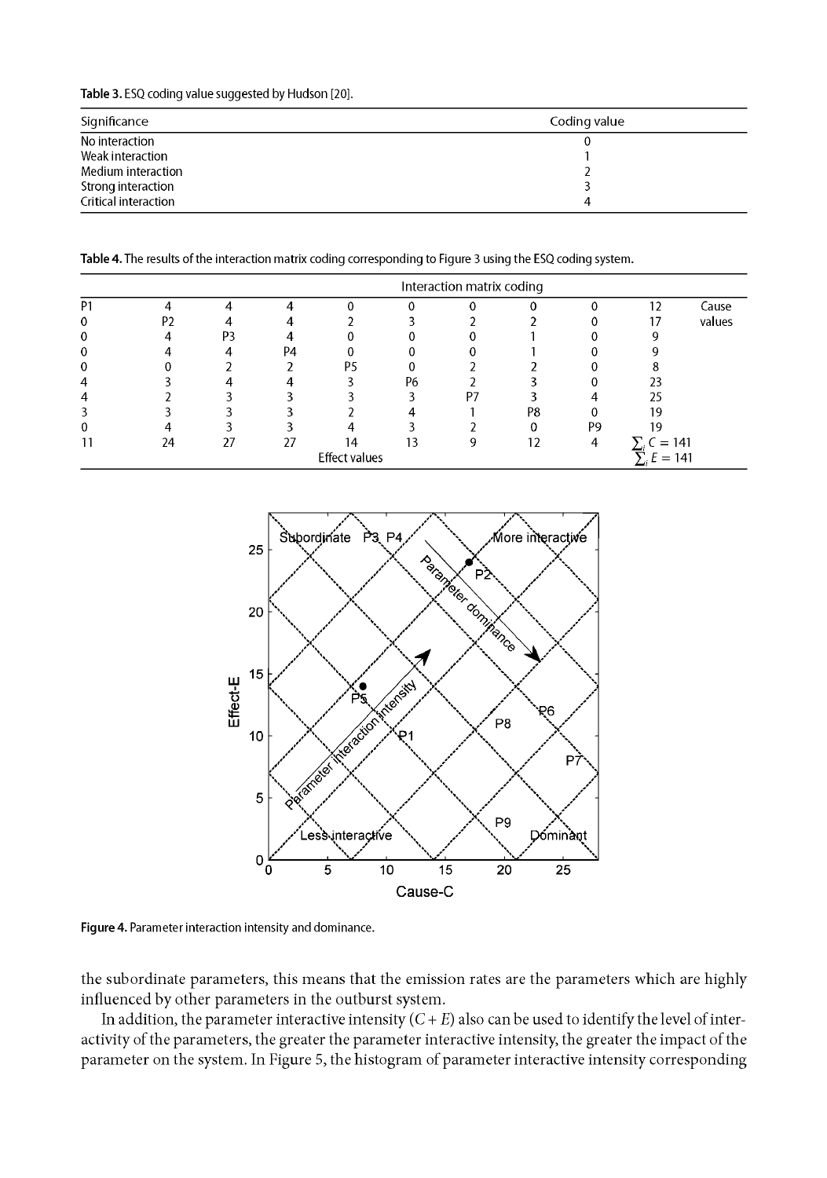**Table 3.** ESQ coding value suggested by Hudson [20].

| Significance | Coding value |
|---|---|
| No interaction | 0 |
| Weak interaction | 1 |
| Medium interaction | 2 |
| Strong interaction | 3 |
| Critical interaction | 4 |

**Table 4.** The results of the interaction matrix coding corresponding to Figure 3 using the ESQ coding system.

| Interaction matrix coding | | | | | | | | | | |
|---|---|---|---|---|---|---|---|---|---|---|
| P1 | 4 | 4 | 4 | 0 | 0 | 0 | 0 | 0 | 12 | Cause values |
| 0 | P2 | 4 | 4 | 2 | 3 | 2 | 2 | 0 | 17 | |
| 0 | 4 | P3 | 4 | 0 | 0 | 0 | 1 | 0 | 9 | |
| 0 | 4 | 4 | P4 | 0 | 0 | 0 | 1 | 0 | 9 | |
| 0 | 0 | 2 | 2 | P5 | 0 | 2 | 2 | 0 | 8 | |
| 4 | 3 | 4 | 4 | 3 | P6 | 2 | 3 | 0 | 23 | |
| 4 | 2 | 3 | 3 | 3 | 3 | P7 | 3 | 4 | 25 | |
| 3 | 3 | 3 | 3 | 2 | 4 | 1 | P8 | 0 | 19 | |
| 0 | 4 | 3 | 3 | 4 | 3 | 2 | 0 | P9 | 19 | |
| 11 | 24 | 27 | 27 | 14 | 13 | 9 | 12 | 4 | $\sum_i C = 141$ | |
| | | | | Effect values | | | | | $\sum_i E = 141$ | |

**Figure 4.** Parameter interaction intensity and dominance.

the subordinate parameters, this means that the emission rates are the parameters which are highly influenced by other parameters in the outburst system.

In addition, the parameter interactive intensity ($C + E$) also can be used to identify the level of interactivity of the parameters, the greater the parameter interactive intensity, the greater the impact of the parameter on the system. In Figure 5, the histogram of parameter interactive intensity corresponding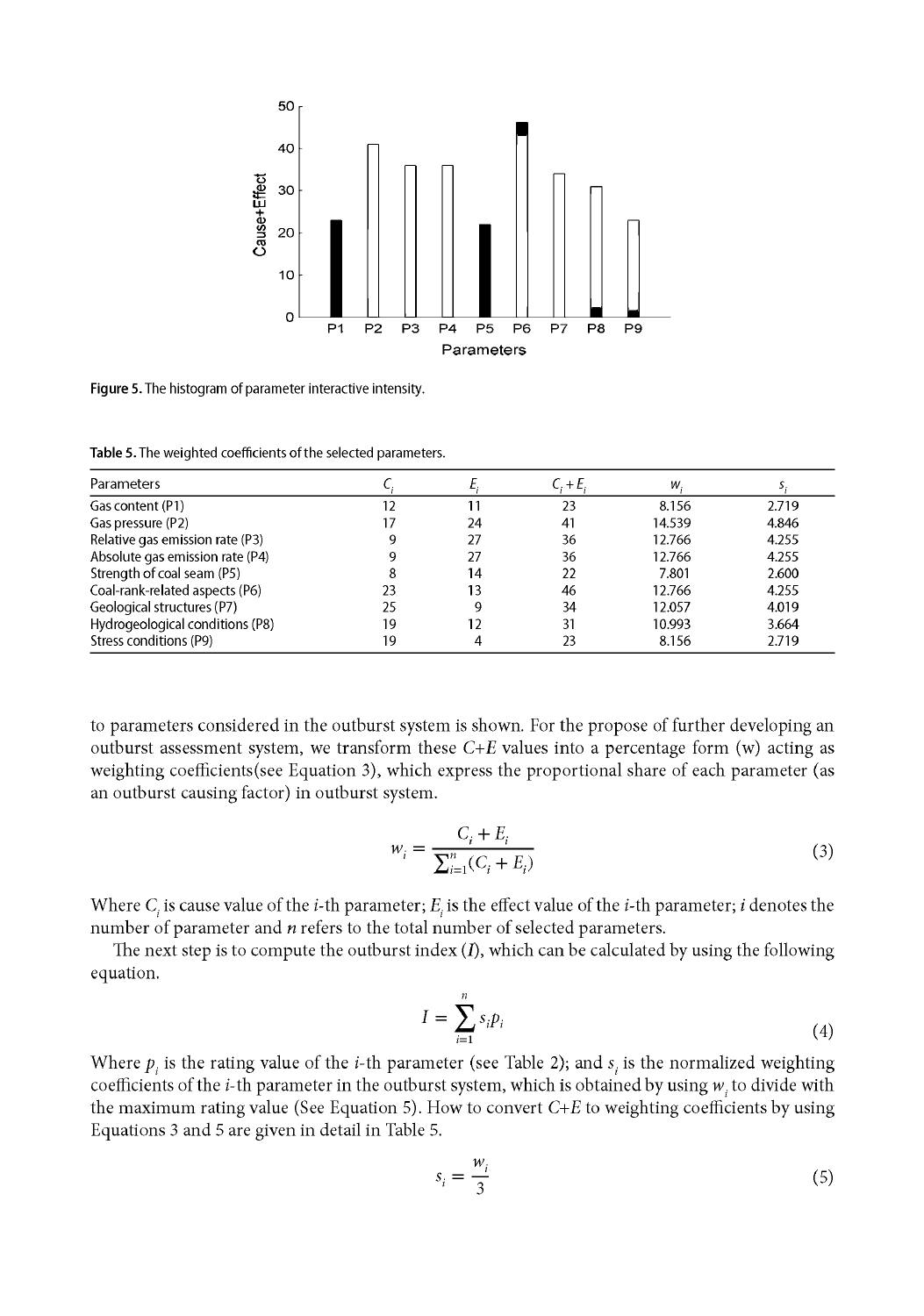Figure 5. The histogram of parameter interactive intensity.

Table 5. The weighted coefficients of the selected parameters.

| Parameters | $C_i$ | $E_i$ | $C_i + E_i$ | $w_i$ | $s_i$ |
|---|---|---|---|---|---|
| Gas content (P1) | 12 | 11 | 23 | 8.156 | 2.719 |
| Gas pressure (P2) | 17 | 24 | 41 | 14.539 | 4.846 |
| Relative gas emission rate (P3) | 9 | 27 | 36 | 12.766 | 4.255 |
| Absolute gas emission rate (P4) | 9 | 27 | 36 | 12.766 | 4.255 |
| Strength of coal seam (P5) | 8 | 14 | 22 | 7.801 | 2.600 |
| Coal-rank-related aspects (P6) | 23 | 13 | 46 | 12.766 | 4.255 |
| Geological structures (P7) | 25 | 9 | 34 | 12.057 | 4.019 |
| Hydrogeological conditions (P8) | 19 | 12 | 31 | 10.993 | 3.664 |
| Stress conditions (P9) | 19 | 4 | 23 | 8.156 | 2.719 |

to parameters considered in the outburst system is shown. For the propose of further developing an outburst assessment system, we transform these $C+E$ values into a percentage form (w) acting as weighting coefficients(see Equation 3), which express the proportional share of each parameter (as an outburst causing factor) in outburst system.

$$w_i = \frac{C_i + E_i}{\sum_{i=1}^{n}(C_i + E_i)} \tag{3}$$

Where $C_i$ is cause value of the $i$-th parameter; $E_i$ is the effect value of the $i$-th parameter; $i$ denotes the number of parameter and $n$ refers to the total number of selected parameters.

The next step is to compute the outburst index ($I$), which can be calculated by using the following equation.

$$I = \sum_{i=1}^{n} s_i p_i \tag{4}$$

Where $p_i$ is the rating value of the $i$-th parameter (see Table 2); and $s_i$ is the normalized weighting coefficients of the $i$-th parameter in the outburst system, which is obtained by using $w_i$ to divide with the maximum rating value (See Equation 5). How to convert $C+E$ to weighting coefficients by using Equations 3 and 5 are given in detail in Table 5.

$$s_i = \frac{w_i}{3} \tag{5}$$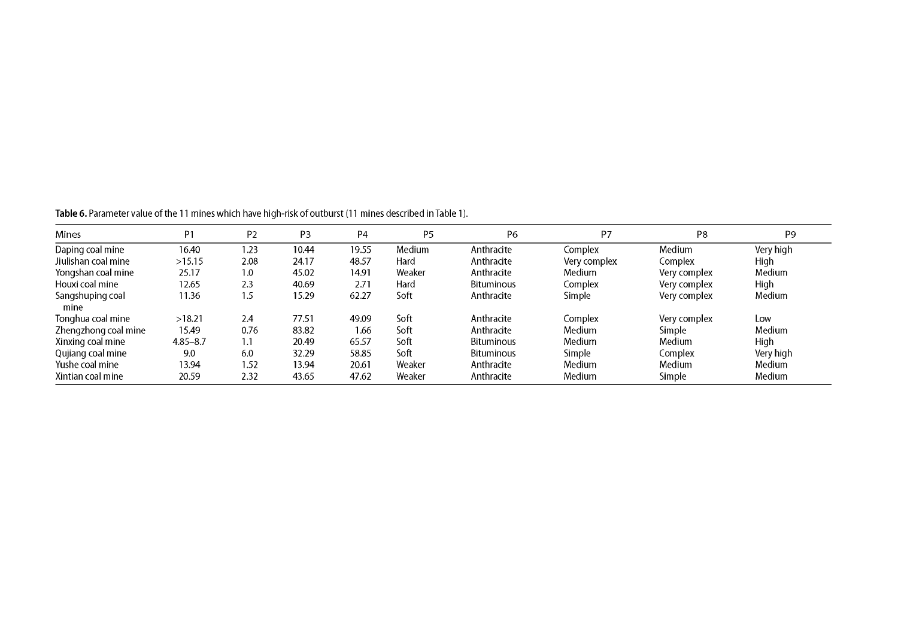**Table 6.** Parameter value of the 11 mines which have high-risk of outburst (11 mines described in Table 1).

| Mines | P1 | P2 | P3 | P4 | P5 | P6 | P7 | P8 | P9 |
|---|---|---|---|---|---|---|---|---|---|
| Daping coal mine | 16.40 | 1.23 | 10.44 | 19.55 | Medium | Anthracite | Complex | Medium | Very high |
| Jiulishan coal mine | >15.15 | 2.08 | 24.17 | 48.57 | Hard | Anthracite | Very complex | Complex | High |
| Yongshan coal mine | 25.17 | 1.0 | 45.02 | 14.91 | Weaker | Anthracite | Medium | Very complex | Medium |
| Houxi coal mine | 12.65 | 2.3 | 40.69 | 2.71 | Hard | Bituminous | Complex | Very complex | High |
| Sangshuping coal mine | 11.36 | 1.5 | 15.29 | 62.27 | Soft | Anthracite | Simple | Very complex | Medium |
| Tonghua coal mine | >18.21 | 2.4 | 77.51 | 49.09 | Soft | Anthracite | Complex | Very complex | Low |
| Zhengzhong coal mine | 15.49 | 0.76 | 83.82 | 1.66 | Soft | Anthracite | Medium | Simple | Medium |
| Xinxing coal mine | 4.85–8.7 | 1.1 | 20.49 | 65.57 | Soft | Bituminous | Medium | Medium | High |
| Qujiang coal mine | 9.0 | 6.0 | 32.29 | 58.85 | Soft | Bituminous | Simple | Complex | Very high |
| Yushe coal mine | 13.94 | 1.52 | 13.94 | 20.61 | Weaker | Anthracite | Medium | Medium | Medium |
| Xintian coal mine | 20.59 | 2.32 | 43.65 | 47.62 | Weaker | Anthracite | Medium | Simple | Medium |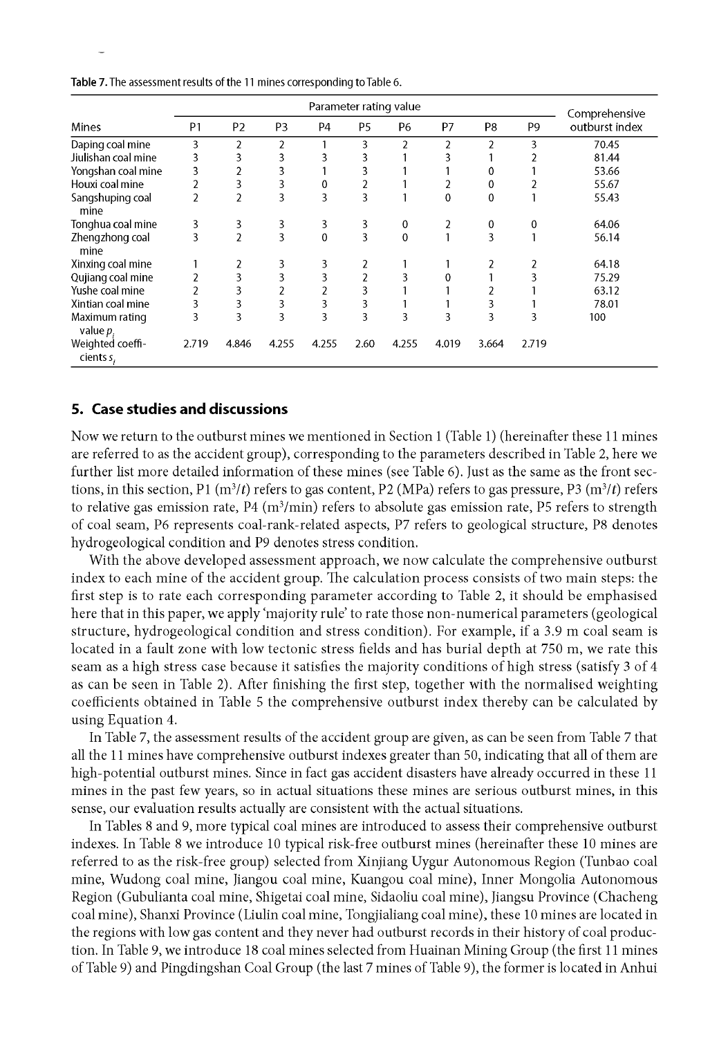**Table 7.** The assessment results of the 11 mines corresponding to Table 6.

| Mines | Parameter rating value | | | | | | | | | Comprehensive outburst index |
|---|---|---|---|---|---|---|---|---|---|---|
| | P1 | P2 | P3 | P4 | P5 | P6 | P7 | P8 | P9 | |
| Daping coal mine | 3 | 2 | 2 | 1 | 3 | 2 | 2 | 2 | 3 | 70.45 |
| Jiulishan coal mine | 3 | 3 | 3 | 3 | 3 | 1 | 3 | 1 | 2 | 81.44 |
| Yongshan coal mine | 3 | 2 | 3 | 1 | 3 | 1 | 1 | 0 | 1 | 53.66 |
| Houxi coal mine | 2 | 3 | 3 | 0 | 2 | 1 | 2 | 0 | 2 | 55.67 |
| Sangshuping coal mine | 2 | 2 | 3 | 3 | 3 | 1 | 0 | 0 | 1 | 55.43 |
| Tonghua coal mine | 3 | 3 | 3 | 3 | 3 | 0 | 2 | 0 | 0 | 64.06 |
| Zhengzhong coal mine | 3 | 2 | 3 | 0 | 3 | 0 | 1 | 3 | 1 | 56.14 |
| Xinxing coal mine | 1 | 2 | 3 | 3 | 2 | 1 | 1 | 2 | 2 | 64.18 |
| Qujiang coal mine | 2 | 3 | 3 | 3 | 2 | 3 | 0 | 1 | 3 | 75.29 |
| Yushe coal mine | 2 | 3 | 2 | 2 | 3 | 1 | 1 | 2 | 1 | 63.12 |
| Xintian coal mine | 3 | 3 | 3 | 3 | 3 | 1 | 1 | 3 | 1 | 78.01 |
| Maximum rating value $p_i$ | 3 | 3 | 3 | 3 | 3 | 3 | 3 | 3 | 3 | 100 |
| Weighted coefficients $s_i$ | 2.719 | 4.846 | 4.255 | 4.255 | 2.60 | 4.255 | 4.019 | 3.664 | 2.719 | |

## 5. Case studies and discussions

Now we return to the outburst mines we mentioned in Section 1 (Table 1) (hereinafter these 11 mines are referred to as the accident group), corresponding to the parameters described in Table 2, here we further list more detailed information of these mines (see Table 6). Just as the same as the front sections, in this section, P1 ($m^3/t$) refers to gas content, P2 (MPa) refers to gas pressure, P3 ($m^3/t$) refers to relative gas emission rate, P4 ($m^3$/min) refers to absolute gas emission rate, P5 refers to strength of coal seam, P6 represents coal-rank-related aspects, P7 refers to geological structure, P8 denotes hydrogeological condition and P9 denotes stress condition.

With the above developed assessment approach, we now calculate the comprehensive outburst index to each mine of the accident group. The calculation process consists of two main steps: the first step is to rate each corresponding parameter according to Table 2, it should be emphasised here that in this paper, we apply 'majority rule' to rate those non-numerical parameters (geological structure, hydrogeological condition and stress condition). For example, if a 3.9 m coal seam is located in a fault zone with low tectonic stress fields and has burial depth at 750 m, we rate this seam as a high stress case because it satisfies the majority conditions of high stress (satisfy 3 of 4 as can be seen in Table 2). After finishing the first step, together with the normalised weighting coefficients obtained in Table 5 the comprehensive outburst index thereby can be calculated by using Equation 4.

In Table 7, the assessment results of the accident group are given, as can be seen from Table 7 that all the 11 mines have comprehensive outburst indexes greater than 50, indicating that all of them are high-potential outburst mines. Since in fact gas accident disasters have already occurred in these 11 mines in the past few years, so in actual situations these mines are serious outburst mines, in this sense, our evaluation results actually are consistent with the actual situations.

In Tables 8 and 9, more typical coal mines are introduced to assess their comprehensive outburst indexes. In Table 8 we introduce 10 typical risk-free outburst mines (hereinafter these 10 mines are referred to as the risk-free group) selected from Xinjiang Uygur Autonomous Region (Tunbao coal mine, Wudong coal mine, Jiangou coal mine, Kuangou coal mine), Inner Mongolia Autonomous Region (Gubulianta coal mine, Shigetai coal mine, Sidaoliu coal mine), Jiangsu Province (Chacheng coal mine), Shanxi Province (Liulin coal mine, Tongjialiang coal mine), these 10 mines are located in the regions with low gas content and they never had outburst records in their history of coal production. In Table 9, we introduce 18 coal mines selected from Huainan Mining Group (the first 11 mines of Table 9) and Pingdingshan Coal Group (the last 7 mines of Table 9), the former is located in Anhui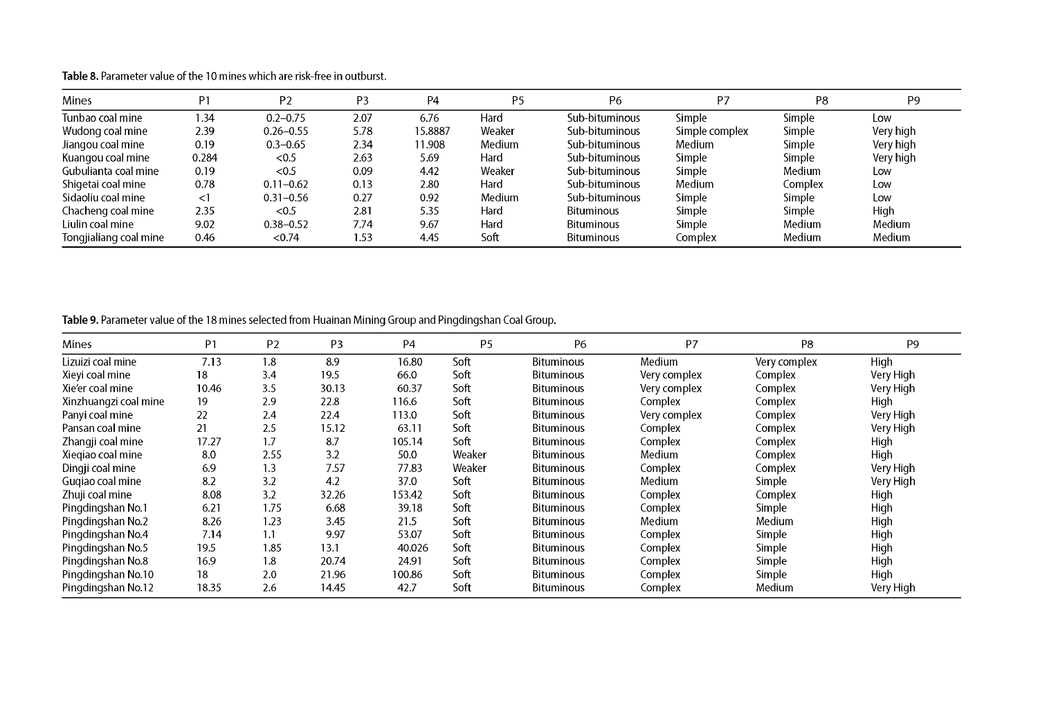**Table 8.** Parameter value of the 10 mines which are risk-free in outburst.

| Mines | P1 | P2 | P3 | P4 | P5 | P6 | P7 | P8 | P9 |
|---|---|---|---|---|---|---|---|---|---|
| Tunbao coal mine | 1.34 | 0.2–0.75 | 2.07 | 6.76 | Hard | Sub-bituminous | Simple | Simple | Low |
| Wudong coal mine | 2.39 | 0.26–0.55 | 5.78 | 15.8887 | Weaker | Sub-bituminous | Simple complex | Simple | Very high |
| Jiangou coal mine | 0.19 | 0.3–0.65 | 2.34 | 11.908 | Medium | Sub-bituminous | Medium | Simple | Very high |
| Kuangou coal mine | 0.284 | <0.5 | 2.63 | 5.69 | Hard | Sub-bituminous | Simple | Simple | Very high |
| Gubulianta coal mine | 0.19 | <0.5 | 0.09 | 4.42 | Weaker | Sub-bituminous | Simple | Medium | Low |
| Shigetai coal mine | 0.78 | 0.11–0.62 | 0.13 | 2.80 | Hard | Sub-bituminous | Medium | Complex | Low |
| Sidaoliu coal mine | <1 | 0.31–0.56 | 0.27 | 0.92 | Medium | Sub-bituminous | Simple | Simple | Low |
| Chacheng coal mine | 2.35 | <0.5 | 2.81 | 5.35 | Hard | Bituminous | Simple | Simple | High |
| Liulin coal mine | 9.02 | 0.38–0.52 | 7.74 | 9.67 | Hard | Bituminous | Simple | Medium | Medium |
| Tongjialiang coal mine | 0.46 | <0.74 | 1.53 | 4.45 | Soft | Bituminous | Complex | Medium | Medium |

**Table 9.** Parameter value of the 18 mines selected from Huainan Mining Group and Pingdingshan Coal Group.

| Mines | P1 | P2 | P3 | P4 | P5 | P6 | P7 | P8 | P9 |
|---|---|---|---|---|---|---|---|---|---|
| Lizuizi coal mine | 7.13 | 1.8 | 8.9 | 16.80 | Soft | Bituminous | Medium | Very complex | High |
| Xieyi coal mine | 18 | 3.4 | 19.5 | 66.0 | Soft | Bituminous | Very complex | Complex | Very High |
| Xie'er coal mine | 10.46 | 3.5 | 30.13 | 60.37 | Soft | Bituminous | Very complex | Complex | Very High |
| Xinzhuangzi coal mine | 19 | 2.9 | 22.8 | 116.6 | Soft | Bituminous | Complex | Complex | High |
| Panyi coal mine | 22 | 2.4 | 22.4 | 113.0 | Soft | Bituminous | Very complex | Complex | Very High |
| Pansan coal mine | 21 | 2.5 | 15.12 | 63.11 | Soft | Bituminous | Complex | Complex | Very High |
| Zhangji coal mine | 17.27 | 1.7 | 8.7 | 105.14 | Soft | Bituminous | Complex | Complex | High |
| Xieqiao coal mine | 8.0 | 2.55 | 3.2 | 50.0 | Weaker | Bituminous | Medium | Complex | High |
| Dingji coal mine | 6.9 | 1.3 | 7.57 | 77.83 | Weaker | Bituminous | Complex | Complex | Very High |
| Guqiao coal mine | 8.2 | 3.2 | 4.2 | 37.0 | Soft | Bituminous | Medium | Simple | Very High |
| Zhuji coal mine | 8.08 | 3.2 | 32.26 | 153.42 | Soft | Bituminous | Complex | Complex | High |
| Pingdingshan No.1 | 6.21 | 1.75 | 6.68 | 39.18 | Soft | Bituminous | Complex | Simple | High |
| Pingdingshan No.2 | 8.26 | 1.23 | 3.45 | 21.5 | Soft | Bituminous | Medium | Medium | High |
| Pingdingshan No.4 | 7.14 | 1.1 | 9.97 | 53.07 | Soft | Bituminous | Complex | Simple | High |
| Pingdingshan No.5 | 19.5 | 1.85 | 13.1 | 40.026 | Soft | Bituminous | Complex | Simple | High |
| Pingdingshan No.8 | 16.9 | 1.8 | 20.74 | 24.91 | Soft | Bituminous | Complex | Simple | High |
| Pingdingshan No.10 | 18 | 2.0 | 21.96 | 100.86 | Soft | Bituminous | Complex | Simple | High |
| Pingdingshan No.12 | 18.35 | 2.6 | 14.45 | 42.7 | Soft | Bituminous | Complex | Medium | Very High |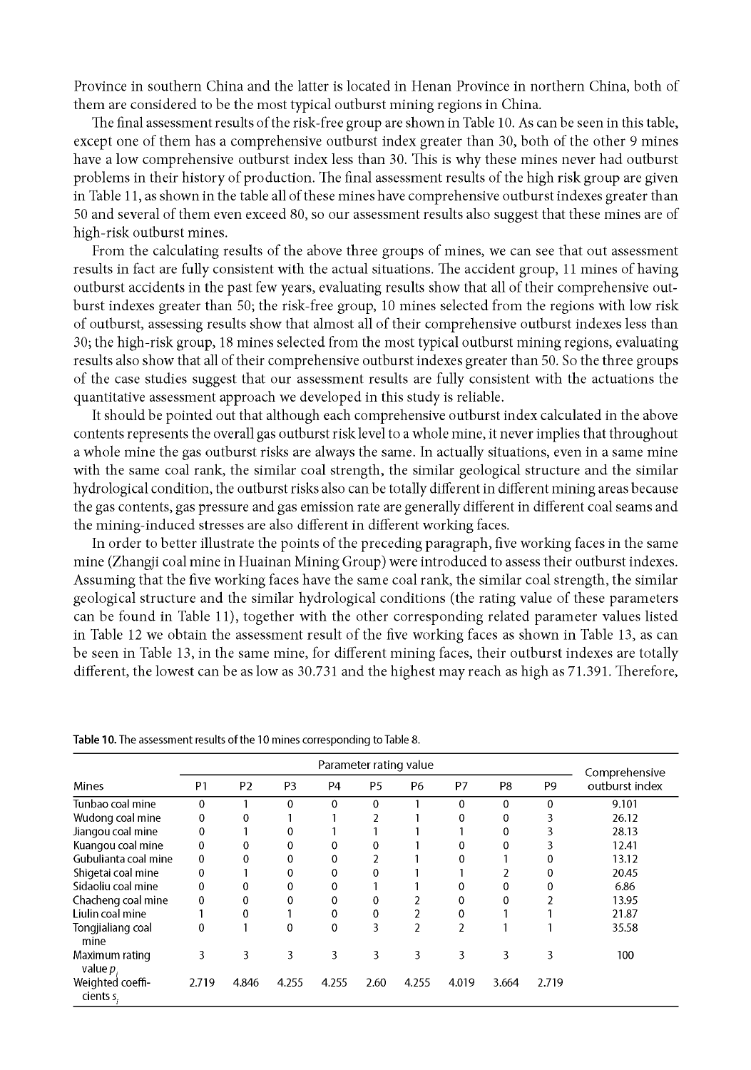Province in southern China and the latter is located in Henan Province in northern China, both of them are considered to be the most typical outburst mining regions in China.

The final assessment results of the risk-free group are shown in Table 10. As can be seen in this table, except one of them has a comprehensive outburst index greater than 30, both of the other 9 mines have a low comprehensive outburst index less than 30. This is why these mines never had outburst problems in their history of production. The final assessment results of the high risk group are given in Table 11, as shown in the table all of these mines have comprehensive outburst indexes greater than 50 and several of them even exceed 80, so our assessment results also suggest that these mines are of high-risk outburst mines.

From the calculating results of the above three groups of mines, we can see that out assessment results in fact are fully consistent with the actual situations. The accident group, 11 mines of having outburst accidents in the past few years, evaluating results show that all of their comprehensive outburst indexes greater than 50; the risk-free group, 10 mines selected from the regions with low risk of outburst, assessing results show that almost all of their comprehensive outburst indexes less than 30; the high-risk group, 18 mines selected from the most typical outburst mining regions, evaluating results also show that all of their comprehensive outburst indexes greater than 50. So the three groups of the case studies suggest that our assessment results are fully consistent with the actuations the quantitative assessment approach we developed in this study is reliable.

It should be pointed out that although each comprehensive outburst index calculated in the above contents represents the overall gas outburst risk level to a whole mine, it never implies that throughout a whole mine the gas outburst risks are always the same. In actually situations, even in a same mine with the same coal rank, the similar coal strength, the similar geological structure and the similar hydrological condition, the outburst risks also can be totally different in different mining areas because the gas contents, gas pressure and gas emission rate are generally different in different coal seams and the mining-induced stresses are also different in different working faces.

In order to better illustrate the points of the preceding paragraph, five working faces in the same mine (Zhangji coal mine in Huainan Mining Group) were introduced to assess their outburst indexes. Assuming that the five working faces have the same coal rank, the similar coal strength, the similar geological structure and the similar hydrological conditions (the rating value of these parameters can be found in Table 11), together with the other corresponding related parameter values listed in Table 12 we obtain the assessment result of the five working faces as shown in Table 13, as can be seen in Table 13, in the same mine, for different mining faces, their outburst indexes are totally different, the lowest can be as low as 30.731 and the highest may reach as high as 71.391. Therefore,

**Table 10.** The assessment results of the 10 mines corresponding to Table 8.

| Mines | Parameter rating value | | | | | | | | | Comprehensive outburst index |
|---|---|---|---|---|---|---|---|---|---|---|
| | P1 | P2 | P3 | P4 | P5 | P6 | P7 | P8 | P9 | |
| Tunbao coal mine | 0 | 1 | 0 | 0 | 0 | 1 | 0 | 0 | 0 | 9.101 |
| Wudong coal mine | 0 | 0 | 1 | 1 | 2 | 1 | 0 | 0 | 3 | 26.12 |
| Jiangou coal mine | 0 | 1 | 0 | 1 | 1 | 1 | 1 | 0 | 3 | 28.13 |
| Kuangou coal mine | 0 | 0 | 0 | 0 | 0 | 1 | 0 | 0 | 3 | 12.41 |
| Gubulianta coal mine | 0 | 0 | 0 | 0 | 2 | 1 | 0 | 1 | 0 | 13.12 |
| Shigetai coal mine | 0 | 1 | 0 | 0 | 0 | 1 | 1 | 2 | 0 | 20.45 |
| Sidaoliu coal mine | 0 | 0 | 0 | 0 | 1 | 1 | 0 | 0 | 0 | 6.86 |
| Chacheng coal mine | 0 | 0 | 0 | 0 | 0 | 2 | 0 | 0 | 2 | 13.95 |
| Liulin coal mine | 1 | 0 | 1 | 0 | 0 | 2 | 0 | 1 | 1 | 21.87 |
| Tongjialiang coal mine | 0 | 1 | 0 | 0 | 3 | 2 | 2 | 1 | 1 | 35.58 |
| Maximum rating value $p_i$ | 3 | 3 | 3 | 3 | 3 | 3 | 3 | 3 | 3 | 100 |
| Weighted coefficients $s_i$ | 2.719 | 4.846 | 4.255 | 4.255 | 2.60 | 4.255 | 4.019 | 3.664 | 2.719 | |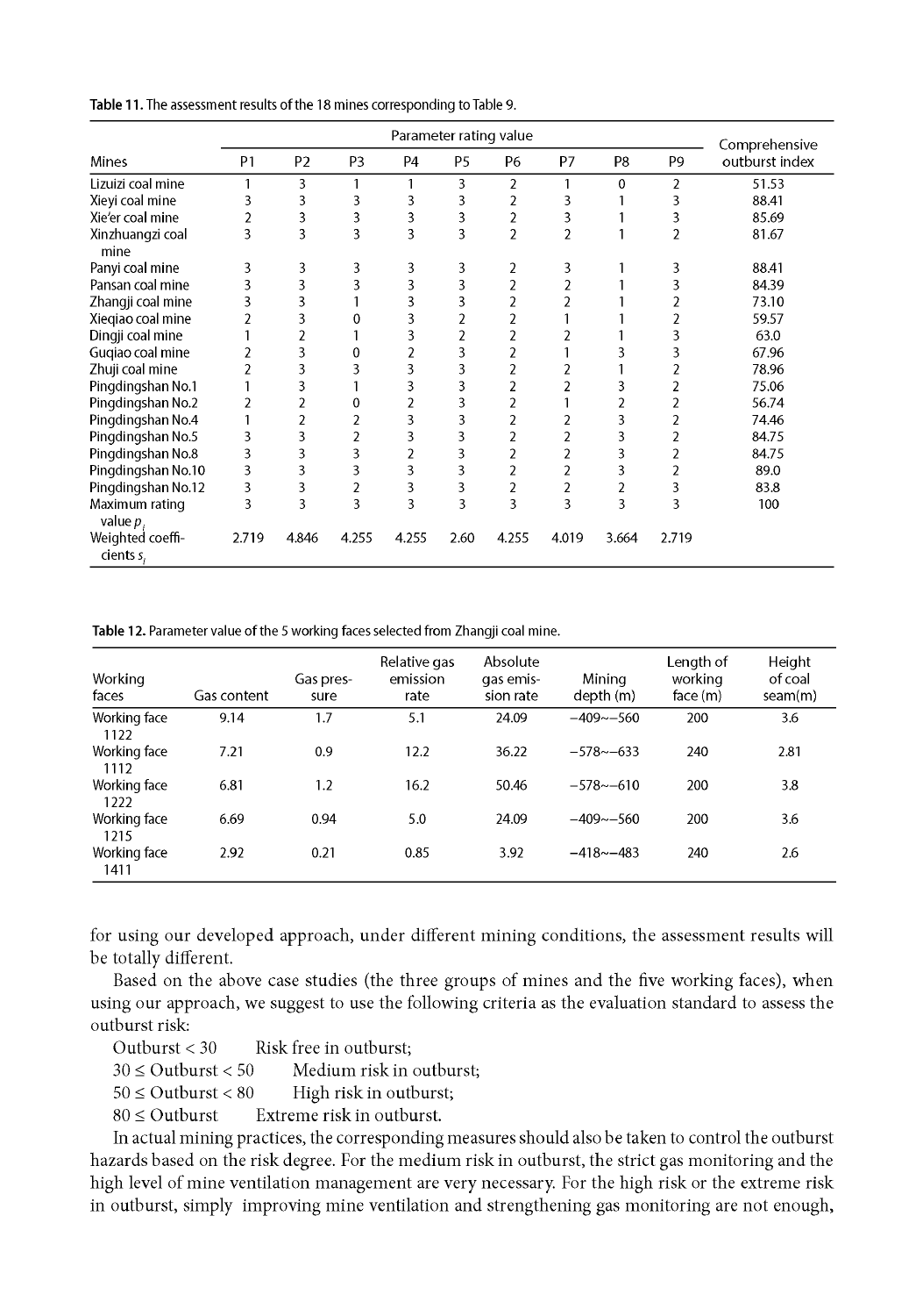**Table 11.** The assessment results of the 18 mines corresponding to Table 9.

| Mines | Parameter rating value | | | | | | | | | Comprehensive outburst index |
|---|---|---|---|---|---|---|---|---|---|---|
| | P1 | P2 | P3 | P4 | P5 | P6 | P7 | P8 | P9 | |
| Lizuizi coal mine | 1 | 3 | 1 | 1 | 3 | 2 | 1 | 0 | 2 | 51.53 |
| Xieyi coal mine | 3 | 3 | 3 | 3 | 3 | 2 | 3 | 1 | 3 | 88.41 |
| Xie'er coal mine | 2 | 3 | 3 | 3 | 3 | 2 | 3 | 1 | 3 | 85.69 |
| Xinzhuangzi coal mine | 3 | 3 | 3 | 3 | 3 | 2 | 2 | 1 | 2 | 81.67 |
| Panyi coal mine | 3 | 3 | 3 | 3 | 3 | 2 | 3 | 1 | 3 | 88.41 |
| Pansan coal mine | 3 | 3 | 3 | 3 | 3 | 2 | 2 | 1 | 3 | 84.39 |
| Zhangji coal mine | 3 | 3 | 1 | 3 | 3 | 2 | 2 | 1 | 2 | 73.10 |
| Xieqiao coal mine | 2 | 3 | 0 | 3 | 2 | 2 | 1 | 1 | 2 | 59.57 |
| Dingji coal mine | 1 | 2 | 1 | 3 | 2 | 2 | 2 | 1 | 3 | 63.0 |
| Guqiao coal mine | 2 | 3 | 0 | 2 | 3 | 2 | 1 | 3 | 3 | 67.96 |
| Zhuji coal mine | 2 | 3 | 3 | 3 | 3 | 2 | 2 | 1 | 2 | 78.96 |
| Pingdingshan No.1 | 1 | 3 | 1 | 3 | 3 | 2 | 2 | 3 | 2 | 75.06 |
| Pingdingshan No.2 | 2 | 2 | 0 | 2 | 3 | 2 | 1 | 2 | 2 | 56.74 |
| Pingdingshan No.4 | 1 | 2 | 2 | 3 | 3 | 2 | 2 | 3 | 2 | 74.46 |
| Pingdingshan No.5 | 3 | 3 | 2 | 3 | 3 | 2 | 2 | 3 | 2 | 84.75 |
| Pingdingshan No.8 | 3 | 3 | 3 | 2 | 3 | 2 | 2 | 3 | 2 | 84.75 |
| Pingdingshan No.10 | 3 | 3 | 3 | 3 | 3 | 2 | 2 | 3 | 2 | 89.0 |
| Pingdingshan No.12 | 3 | 3 | 2 | 3 | 3 | 2 | 2 | 2 | 3 | 83.8 |
| Maximum rating value $p_i$ | 3 | 3 | 3 | 3 | 3 | 3 | 3 | 3 | 3 | 100 |
| Weighted coefficients $s_i$ | 2.719 | 4.846 | 4.255 | 4.255 | 2.60 | 4.255 | 4.019 | 3.664 | 2.719 | |

**Table 12.** Parameter value of the 5 working faces selected from Zhangji coal mine.

| Working faces | Gas content | Gas pressure | Relative gas emission rate | Absolute gas emission rate | Mining depth (m) | Length of working face (m) | Height of coal seam(m) |
|---|---|---|---|---|---|---|---|
| Working face 1122 | 9.14 | 1.7 | 5.1 | 24.09 | −409~−560 | 200 | 3.6 |
| Working face 1112 | 7.21 | 0.9 | 12.2 | 36.22 | −578~−633 | 240 | 2.81 |
| Working face 1222 | 6.81 | 1.2 | 16.2 | 50.46 | −578~−610 | 200 | 3.8 |
| Working face 1215 | 6.69 | 0.94 | 5.0 | 24.09 | −409~−560 | 200 | 3.6 |
| Working face 1411 | 2.92 | 0.21 | 0.85 | 3.92 | −418~−483 | 240 | 2.6 |

for using our developed approach, under different mining conditions, the assessment results will be totally different.

Based on the above case studies (the three groups of mines and the five working faces), when using our approach, we suggest to use the following criteria as the evaluation standard to assess the outburst risk:

Outburst < 30 Risk free in outburst;

30 ≤ Outburst < 50 Medium risk in outburst;

50 ≤ Outburst < 80 High risk in outburst;

80 ≤ Outburst Extreme risk in outburst.

In actual mining practices, the corresponding measures should also be taken to control the outburst hazards based on the risk degree. For the medium risk in outburst, the strict gas monitoring and the high level of mine ventilation management are very necessary. For the high risk or the extreme risk in outburst, simply improving mine ventilation and strengthening gas monitoring are not enough,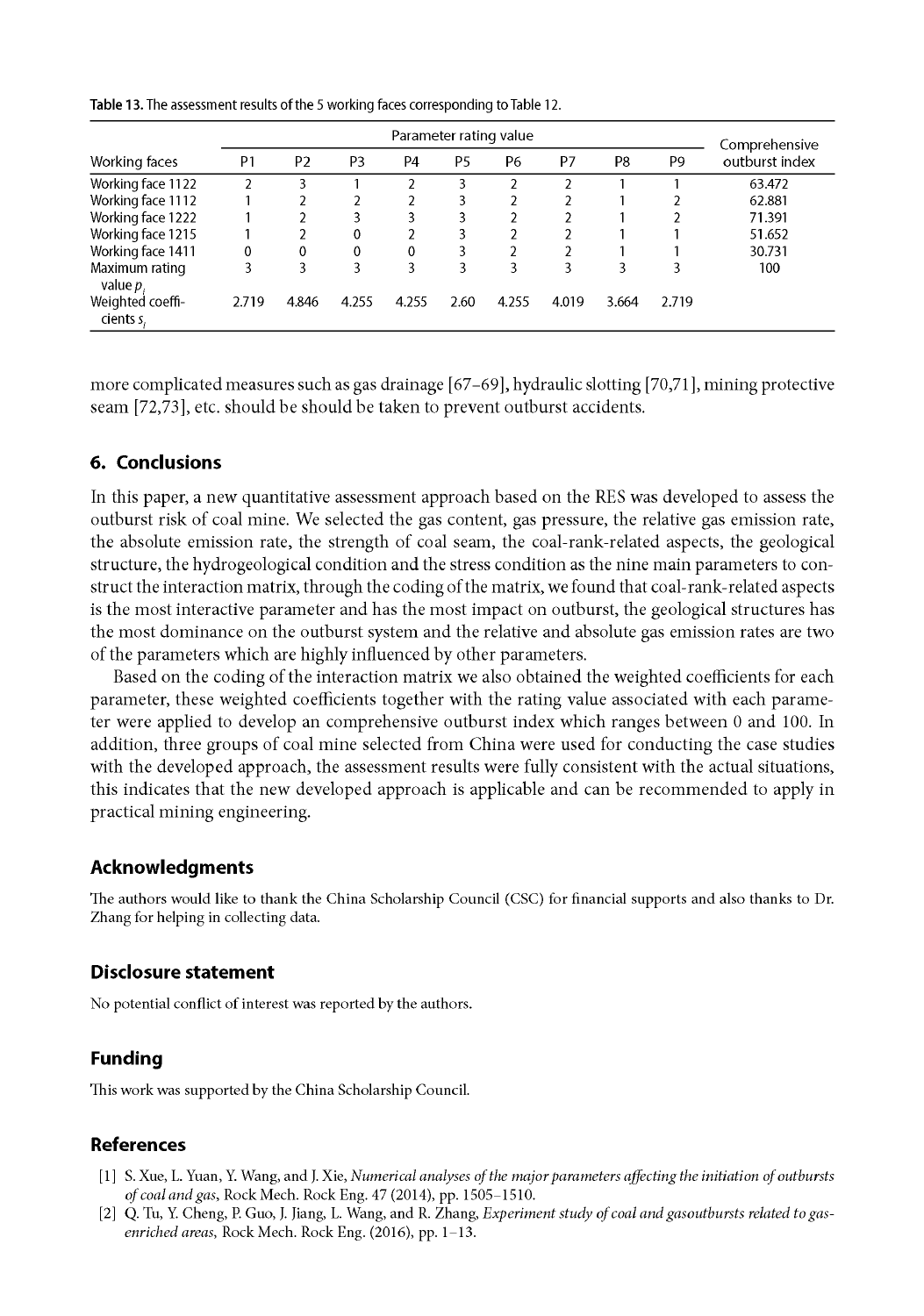**Table 13.** The assessment results of the 5 working faces corresponding to Table 12.

| Working faces | Parameter rating value | | | | | | | | | Comprehensive outburst index |
|---|---|---|---|---|---|---|---|---|---|---|
| | P1 | P2 | P3 | P4 | P5 | P6 | P7 | P8 | P9 | |
| Working face 1122 | 2 | 3 | 1 | 2 | 3 | 2 | 2 | 1 | 1 | 63.472 |
| Working face 1112 | 1 | 2 | 2 | 2 | 3 | 2 | 2 | 1 | 2 | 62.881 |
| Working face 1222 | 1 | 2 | 3 | 3 | 3 | 2 | 2 | 1 | 2 | 71.391 |
| Working face 1215 | 1 | 2 | 0 | 2 | 3 | 2 | 2 | 1 | 1 | 51.652 |
| Working face 1411 | 0 | 0 | 0 | 0 | 3 | 2 | 2 | 1 | 1 | 30.731 |
| Maximum rating value $p_i$ | 3 | 3 | 3 | 3 | 3 | 3 | 3 | 3 | 3 | 100 |
| Weighted coefficients $s_i$ | 2.719 | 4.846 | 4.255 | 4.255 | 2.60 | 4.255 | 4.019 | 3.664 | 2.719 | |

more complicated measures such as gas drainage [67–69], hydraulic slotting [70,71], mining protective seam [72,73], etc. should be should be taken to prevent outburst accidents.

## 6. Conclusions

In this paper, a new quantitative assessment approach based on the RES was developed to assess the outburst risk of coal mine. We selected the gas content, gas pressure, the relative gas emission rate, the absolute emission rate, the strength of coal seam, the coal-rank-related aspects, the geological structure, the hydrogeological condition and the stress condition as the nine main parameters to construct the interaction matrix, through the coding of the matrix, we found that coal-rank-related aspects is the most interactive parameter and has the most impact on outburst, the geological structures has the most dominance on the outburst system and the relative and absolute gas emission rates are two of the parameters which are highly influenced by other parameters.

Based on the coding of the interaction matrix we also obtained the weighted coefficients for each parameter, these weighted coefficients together with the rating value associated with each parameter were applied to develop an comprehensive outburst index which ranges between 0 and 100. In addition, three groups of coal mine selected from China were used for conducting the case studies with the developed approach, the assessment results were fully consistent with the actual situations, this indicates that the new developed approach is applicable and can be recommended to apply in practical mining engineering.

## Acknowledgments

The authors would like to thank the China Scholarship Council (CSC) for financial supports and also thanks to Dr. Zhang for helping in collecting data.

## Disclosure statement

No potential conflict of interest was reported by the authors.

## Funding

This work was supported by the China Scholarship Council.

## References

[1] S. Xue, L. Yuan, Y. Wang, and J. Xie, *Numerical analyses of the major parameters affecting the initiation of outbursts of coal and gas*, Rock Mech. Rock Eng. 47 (2014), pp. 1505–1510.

[2] Q. Tu, Y. Cheng, P. Guo, J. Jiang, L. Wang, and R. Zhang, *Experiment study of coal and gasoutbursts related to gas-enriched areas*, Rock Mech. Rock Eng. (2016), pp. 1–13.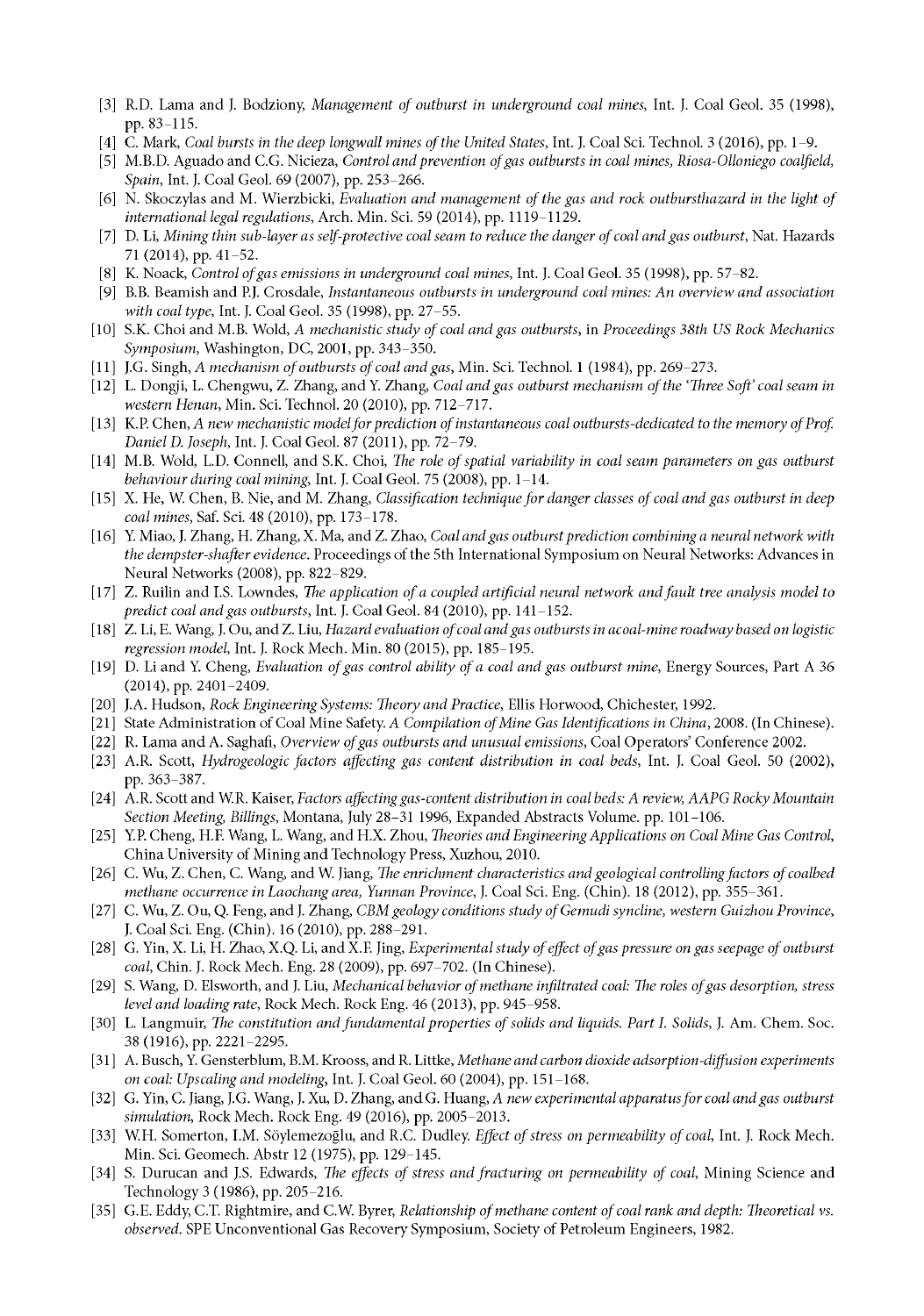[3] R.D. Lama and J. Bodziony, *Management of outburst in underground coal mines*, Int. J. Coal Geol. 35 (1998), pp. 83–115.

[4] C. Mark, *Coal bursts in the deep longwall mines of the United States*, Int. J. Coal Sci. Technol. 3 (2016), pp. 1–9.

[5] M.B.D. Aguado and C.G. Nicieza, *Control and prevention of gas outbursts in coal mines, Riosa-Olloniego coalfield, Spain*, Int. J. Coal Geol. 69 (2007), pp. 253–266.

[6] N. Skoczylas and M. Wierzbicki, *Evaluation and management of the gas and rock outbursthazard in the light of international legal regulations*, Arch. Min. Sci. 59 (2014), pp. 1119–1129.

[7] D. Li, *Mining thin sub-layer as self-protective coal seam to reduce the danger of coal and gas outburst*, Nat. Hazards 71 (2014), pp. 41–52.

[8] K. Noack, *Control of gas emissions in underground coal mines*, Int. J. Coal Geol. 35 (1998), pp. 57–82.

[9] B.B. Beamish and P.J. Crosdale, *Instantaneous outbursts in underground coal mines: An overview and association with coal type*, Int. J. Coal Geol. 35 (1998), pp. 27–55.

[10] S.K. Choi and M.B. Wold, *A mechanistic study of coal and gas outbursts*, in *Proceedings 38th US Rock Mechanics Symposium*, Washington, DC, 2001, pp. 343–350.

[11] J.G. Singh, *A mechanism of outbursts of coal and gas*, Min. Sci. Technol. 1 (1984), pp. 269–273.

[12] L. Dongji, L. Chengwu, Z. Zhang, and Y. Zhang, *Coal and gas outburst mechanism of the 'Three Soft' coal seam in western Henan*, Min. Sci. Technol. 20 (2010), pp. 712–717.

[13] K.P. Chen, *A new mechanistic model for prediction of instantaneous coal outbursts-dedicated to the memory of Prof. Daniel D. Joseph*, Int. J. Coal Geol. 87 (2011), pp. 72–79.

[14] M.B. Wold, L.D. Connell, and S.K. Choi, *The role of spatial variability in coal seam parameters on gas outburst behaviour during coal mining*, Int. J. Coal Geol. 75 (2008), pp. 1–14.

[15] X. He, W. Chen, B. Nie, and M. Zhang, *Classification technique for danger classes of coal and gas outburst in deep coal mines*, Saf. Sci. 48 (2010), pp. 173–178.

[16] Y. Miao, J. Zhang, H. Zhang, X. Ma, and Z. Zhao, *Coal and gas outburst prediction combining a neural network with the dempster-shafter evidence*. Proceedings of the 5th International Symposium on Neural Networks: Advances in Neural Networks (2008), pp. 822–829.

[17] Z. Ruilin and I.S. Lowndes, *The application of a coupled artificial neural network and fault tree analysis model to predict coal and gas outbursts*, Int. J. Coal Geol. 84 (2010), pp. 141–152.

[18] Z. Li, E. Wang, J. Ou, and Z. Liu, *Hazard evaluation of coal and gas outbursts in acoal-mine roadway based on logistic regression model*, Int. J. Rock Mech. Min. 80 (2015), pp. 185–195.

[19] D. Li and Y. Cheng, *Evaluation of gas control ability of a coal and gas outburst mine*, Energy Sources, Part A 36 (2014), pp. 2401–2409.

[20] J.A. Hudson, *Rock Engineering Systems: Theory and Practice*, Ellis Horwood, Chichester, 1992.

[21] State Administration of Coal Mine Safety. *A Compilation of Mine Gas Identifications in China*, 2008. (In Chinese).

[22] R. Lama and A. Saghafi, *Overview of gas outbursts and unusual emissions*, Coal Operators' Conference 2002.

[23] A.R. Scott, *Hydrogeologic factors affecting gas content distribution in coal beds*, Int. J. Coal Geol. 50 (2002), pp. 363–387.

[24] A.R. Scott and W.R. Kaiser, *Factors affecting gas-content distribution in coal beds: A review, AAPG Rocky Mountain Section Meeting, Billings*, Montana, July 28–31 1996, Expanded Abstracts Volume. pp. 101–106.

[25] Y.P. Cheng, H.F. Wang, L. Wang, and H.X. Zhou, *Theories and Engineering Applications on Coal Mine Gas Control*, China University of Mining and Technology Press, Xuzhou, 2010.

[26] C. Wu, Z. Chen, C. Wang, and W. Jiang, *The enrichment characteristics and geological controlling factors of coalbed methane occurrence in Laochang area, Yunnan Province*, J. Coal Sci. Eng. (Chin). 18 (2012), pp. 355–361.

[27] C. Wu, Z. Ou, Q. Feng, and J. Zhang, *CBM geology conditions study of Gemudi syncline, western Guizhou Province*, J. Coal Sci. Eng. (Chin). 16 (2010), pp. 288–291.

[28] G. Yin, X. Li, H. Zhao, X.Q. Li, and X.F. Jing, *Experimental study of effect of gas pressure on gas seepage of outburst coal*, Chin. J. Rock Mech. Eng. 28 (2009), pp. 697–702. (In Chinese).

[29] S. Wang, D. Elsworth, and J. Liu, *Mechanical behavior of methane infiltrated coal: The roles of gas desorption, stress level and loading rate*, Rock Mech. Rock Eng. 46 (2013), pp. 945–958.

[30] L. Langmuir, *The constitution and fundamental properties of solids and liquids. Part I. Solids*, J. Am. Chem. Soc. 38 (1916), pp. 2221–2295.

[31] A. Busch, Y. Gensterblum, B.M. Krooss, and R. Littke, *Methane and carbon dioxide adsorption-diffusion experiments on coal: Upscaling and modeling*, Int. J. Coal Geol. 60 (2004), pp. 151–168.

[32] G. Yin, C. Jiang, J.G. Wang, J. Xu, D. Zhang, and G. Huang, *A new experimental apparatus for coal and gas outburst simulation*, Rock Mech. Rock Eng. 49 (2016), pp. 2005–2013.

[33] W.H. Somerton, I.M. Söylemezoğlu, and R.C. Dudley. *Effect of stress on permeability of coal*, Int. J. Rock Mech. Min. Sci. Geomech. Abstr 12 (1975), pp. 129–145.

[34] S. Durucan and J.S. Edwards, *The effects of stress and fracturing on permeability of coal*, Mining Science and Technology 3 (1986), pp. 205–216.

[35] G.E. Eddy, C.T. Rightmire, and C.W. Byrer, *Relationship of methane content of coal rank and depth: Theoretical vs. observed*. SPE Unconventional Gas Recovery Symposium, Society of Petroleum Engineers, 1982.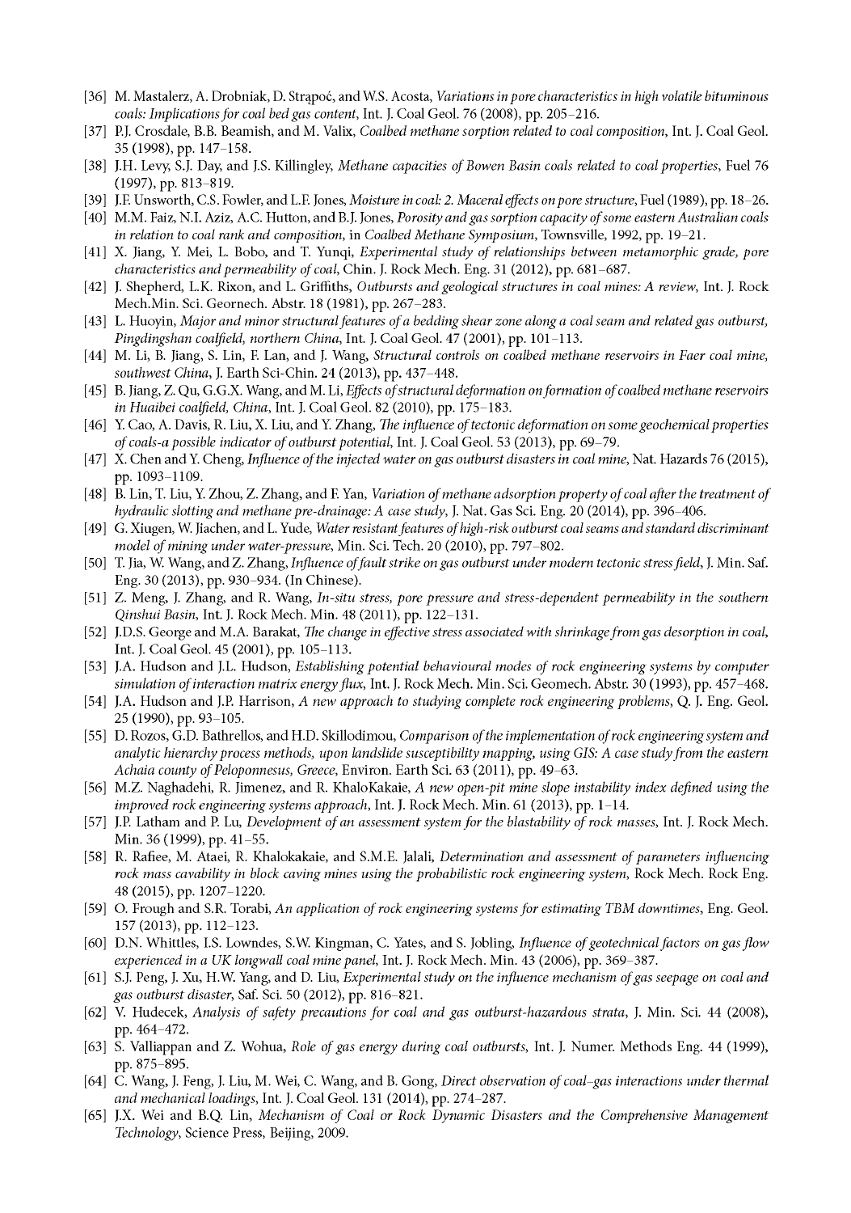[36] M. Mastalerz, A. Drobniak, D. Strąpoć, and W.S. Acosta, *Variations in pore characteristics in high volatile bituminous coals: Implications for coal bed gas content*, Int. J. Coal Geol. 76 (2008), pp. 205–216.

[37] P.J. Crosdale, B.B. Beamish, and M. Valix, *Coalbed methane sorption related to coal composition*, Int. J. Coal Geol. 35 (1998), pp. 147–158.

[38] J.H. Levy, S.J. Day, and J.S. Killingley, *Methane capacities of Bowen Basin coals related to coal properties*, Fuel 76 (1997), pp. 813–819.

[39] J.F. Unsworth, C.S. Fowler, and L.F. Jones, *Moisture in coal: 2. Maceral effects on pore structure*, Fuel (1989), pp. 18–26.

[40] M.M. Faiz, N.I. Aziz, A.C. Hutton, and B.J. Jones, *Porosity and gas sorption capacity of some eastern Australian coals in relation to coal rank and composition*, in *Coalbed Methane Symposium*, Townsville, 1992, pp. 19–21.

[41] X. Jiang, Y. Mei, L. Bobo, and T. Yunqi, *Experimental study of relationships between metamorphic grade, pore characteristics and permeability of coal*, Chin. J. Rock Mech. Eng. 31 (2012), pp. 681–687.

[42] J. Shepherd, L.K. Rixon, and L. Griffiths, *Outbursts and geological structures in coal mines: A review*, Int. J. Rock Mech.Min. Sci. Geornech. Abstr. 18 (1981), pp. 267–283.

[43] L. Huoyin, *Major and minor structural features of a bedding shear zone along a coal seam and related gas outburst, Pingdingshan coalfield, northern China*, Int. J. Coal Geol. 47 (2001), pp. 101–113.

[44] M. Li, B. Jiang, S. Lin, F. Lan, and J. Wang, *Structural controls on coalbed methane reservoirs in Faer coal mine, southwest China*, J. Earth Sci-Chin. 24 (2013), pp. 437–448.

[45] B. Jiang, Z. Qu, G.G.X. Wang, and M. Li, *Effects of structural deformation on formation of coalbed methane reservoirs in Huaibei coalfield, China*, Int. J. Coal Geol. 82 (2010), pp. 175–183.

[46] Y. Cao, A. Davis, R. Liu, X. Liu, and Y. Zhang, *The influence of tectonic deformation on some geochemical properties of coals-a possible indicator of outburst potential*, Int. J. Coal Geol. 53 (2013), pp. 69–79.

[47] X. Chen and Y. Cheng, *Influence of the injected water on gas outburst disasters in coal mine*, Nat. Hazards 76 (2015), pp. 1093–1109.

[48] B. Lin, T. Liu, Y. Zhou, Z. Zhang, and F. Yan, *Variation of methane adsorption property of coal after the treatment of hydraulic slotting and methane pre-drainage: A case study*, J. Nat. Gas Sci. Eng. 20 (2014), pp. 396–406.

[49] G. Xiugen, W. Jiachen, and L. Yude, *Water resistant features of high-risk outburst coal seams and standard discriminant model of mining under water-pressure*, Min. Sci. Tech. 20 (2010), pp. 797–802.

[50] T. Jia, W. Wang, and Z. Zhang, *Influence of fault strike on gas outburst under modern tectonic stress field*, J. Min. Saf. Eng. 30 (2013), pp. 930–934. (In Chinese).

[51] Z. Meng, J. Zhang, and R. Wang, *In-situ stress, pore pressure and stress-dependent permeability in the southern Qinshui Basin*, Int. J. Rock Mech. Min. 48 (2011), pp. 122–131.

[52] J.D.S. George and M.A. Barakat, *The change in effective stress associated with shrinkage from gas desorption in coal*, Int. J. Coal Geol. 45 (2001), pp. 105–113.

[53] J.A. Hudson and J.L. Hudson, *Establishing potential behavioural modes of rock engineering systems by computer simulation of interaction matrix energy flux*, Int. J. Rock Mech. Min. Sci. Geomech. Abstr. 30 (1993), pp. 457–468.

[54] J.A. Hudson and J.P. Harrison, *A new approach to studying complete rock engineering problems*, Q. J. Eng. Geol. 25 (1990), pp. 93–105.

[55] D. Rozos, G.D. Bathrellos, and H.D. Skillodimou, *Comparison of the implementation of rock engineering system and analytic hierarchy process methods, upon landslide susceptibility mapping, using GIS: A case study from the eastern Achaia county of Peloponnesus, Greece*, Environ. Earth Sci. 63 (2011), pp. 49–63.

[56] M.Z. Naghadehi, R. Jimenez, and R. KhaloKakaie, *A new open-pit mine slope instability index defined using the improved rock engineering systems approach*, Int. J. Rock Mech. Min. 61 (2013), pp. 1–14.

[57] J.P. Latham and P. Lu, *Development of an assessment system for the blastability of rock masses*, Int. J. Rock Mech. Min. 36 (1999), pp. 41–55.

[58] R. Rafiee, M. Ataei, R. Khalokakaie, and S.M.E. Jalali, *Determination and assessment of parameters influencing rock mass cavability in block caving mines using the probabilistic rock engineering system*, Rock Mech. Rock Eng. 48 (2015), pp. 1207–1220.

[59] O. Frough and S.R. Torabi, *An application of rock engineering systems for estimating TBM downtimes*, Eng. Geol. 157 (2013), pp. 112–123.

[60] D.N. Whittles, I.S. Lowndes, S.W. Kingman, C. Yates, and S. Jobling, *Influence of geotechnical factors on gas flow experienced in a UK longwall coal mine panel*, Int. J. Rock Mech. Min. 43 (2006), pp. 369–387.

[61] S.J. Peng, J. Xu, H.W. Yang, and D. Liu, *Experimental study on the influence mechanism of gas seepage on coal and gas outburst disaster*, Saf. Sci. 50 (2012), pp. 816–821.

[62] V. Hudecek, *Analysis of safety precautions for coal and gas outburst-hazardous strata*, J. Min. Sci. 44 (2008), pp. 464–472.

[63] S. Valliappan and Z. Wohua, *Role of gas energy during coal outbursts*, Int. J. Numer. Methods Eng. 44 (1999), pp. 875–895.

[64] C. Wang, J. Feng, J. Liu, M. Wei, C. Wang, and B. Gong, *Direct observation of coal–gas interactions under thermal and mechanical loadings*, Int. J. Coal Geol. 131 (2014), pp. 274–287.

[65] J.X. Wei and B.Q. Lin, *Mechanism of Coal or Rock Dynamic Disasters and the Comprehensive Management Technology*, Science Press, Beijing, 2009.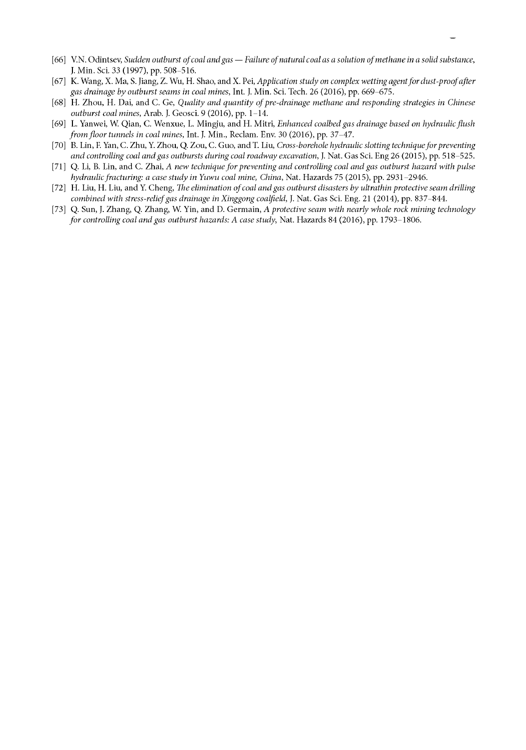[66] V.N. Odintsev, *Sudden outburst of coal and gas — Failure of natural coal as a solution of methane in a solid substance*, J. Min. Sci. 33 (1997), pp. 508–516.

[67] K. Wang, X. Ma, S. Jiang, Z. Wu, H. Shao, and X. Pei, *Application study on complex wetting agent for dust-proof after gas drainage by outburst seams in coal mines*, Int. J. Min. Sci. Tech. 26 (2016), pp. 669–675.

[68] H. Zhou, H. Dai, and C. Ge, *Quality and quantity of pre-drainage methane and responding strategies in Chinese outburst coal mines*, Arab. J. Geosci. 9 (2016), pp. 1–14.

[69] L. Yanwei, W. Qian, C. Wenxue, L. Mingju, and H. Mitri, *Enhanced coalbed gas drainage based on hydraulic flush from floor tunnels in coal mines*, Int. J. Min., Reclam. Env. 30 (2016), pp. 37–47.

[70] B. Lin, F. Yan, C. Zhu, Y. Zhou, Q. Zou, C. Guo, and T. Liu, *Cross-borehole hydraulic slotting technique for preventing and controlling coal and gas outbursts during coal roadway excavation*, J. Nat. Gas Sci. Eng 26 (2015), pp. 518–525.

[71] Q. Li, B. Lin, and C. Zhai, *A new technique for preventing and controlling coal and gas outburst hazard with pulse hydraulic fracturing: a case study in Yuwu coal mine, China*, Nat. Hazards 75 (2015), pp. 2931–2946.

[72] H. Liu, H. Liu, and Y. Cheng, *The elimination of coal and gas outburst disasters by ultrathin protective seam drilling combined with stress-relief gas drainage in Xinggong coalfield*, J. Nat. Gas Sci. Eng. 21 (2014), pp. 837–844.

[73] Q. Sun, J. Zhang, Q. Zhang, W. Yin, and D. Germain, *A protective seam with nearly whole rock mining technology for controlling coal and gas outburst hazards: A case study*, Nat. Hazards 84 (2016), pp. 1793–1806.